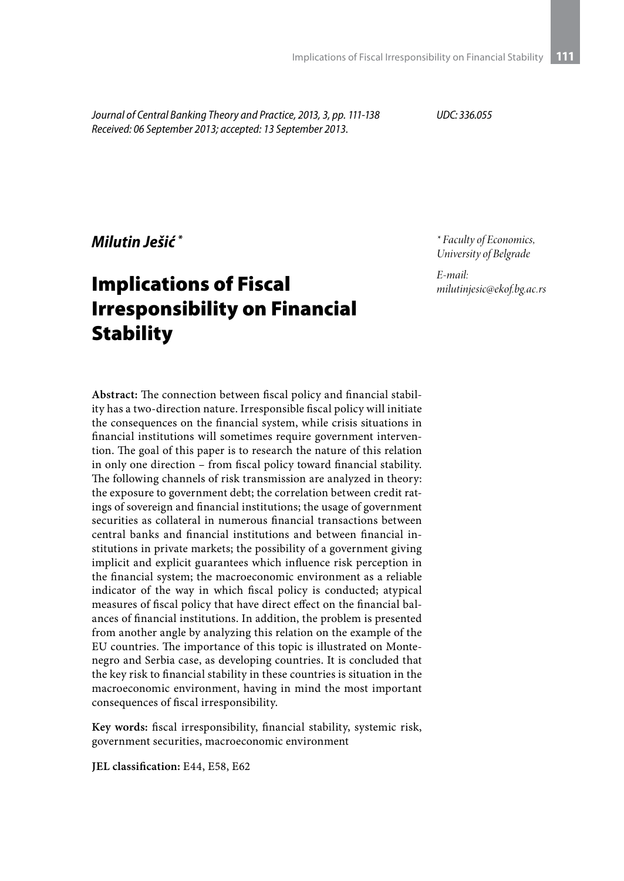*Journal of Central Banking Theory and Practice, 2013, 3, pp. 111-138*
*Received: 06 September 2013; accepted: 13 September 2013.*

*UDC: 336.055*

***Milutin Ješić*** *

\* *Faculty of Economics, University of Belgrade*

*E-mail: milutinjesic@ekof.bg.ac.rs*

# Implications of Fiscal Irresponsibility on Financial Stability

**Abstract:** The connection between fiscal policy and financial stability has a two-direction nature. Irresponsible fiscal policy will initiate the consequences on the financial system, while crisis situations in financial institutions will sometimes require government intervention. The goal of this paper is to research the nature of this relation in only one direction – from fiscal policy toward financial stability. The following channels of risk transmission are analyzed in theory: the exposure to government debt; the correlation between credit ratings of sovereign and financial institutions; the usage of government securities as collateral in numerous financial transactions between central banks and financial institutions and between financial institutions in private markets; the possibility of a government giving implicit and explicit guarantees which influence risk perception in the financial system; the macroeconomic environment as a reliable indicator of the way in which fiscal policy is conducted; atypical measures of fiscal policy that have direct effect on the financial balances of financial institutions. In addition, the problem is presented from another angle by analyzing this relation on the example of the EU countries. The importance of this topic is illustrated on Montenegro and Serbia case, as developing countries. It is concluded that the key risk to financial stability in these countries is situation in the macroeconomic environment, having in mind the most important consequences of fiscal irresponsibility.

**Key words:** fiscal irresponsibility, financial stability, systemic risk, government securities, macroeconomic environment

**JEL classification:** E44, E58, E62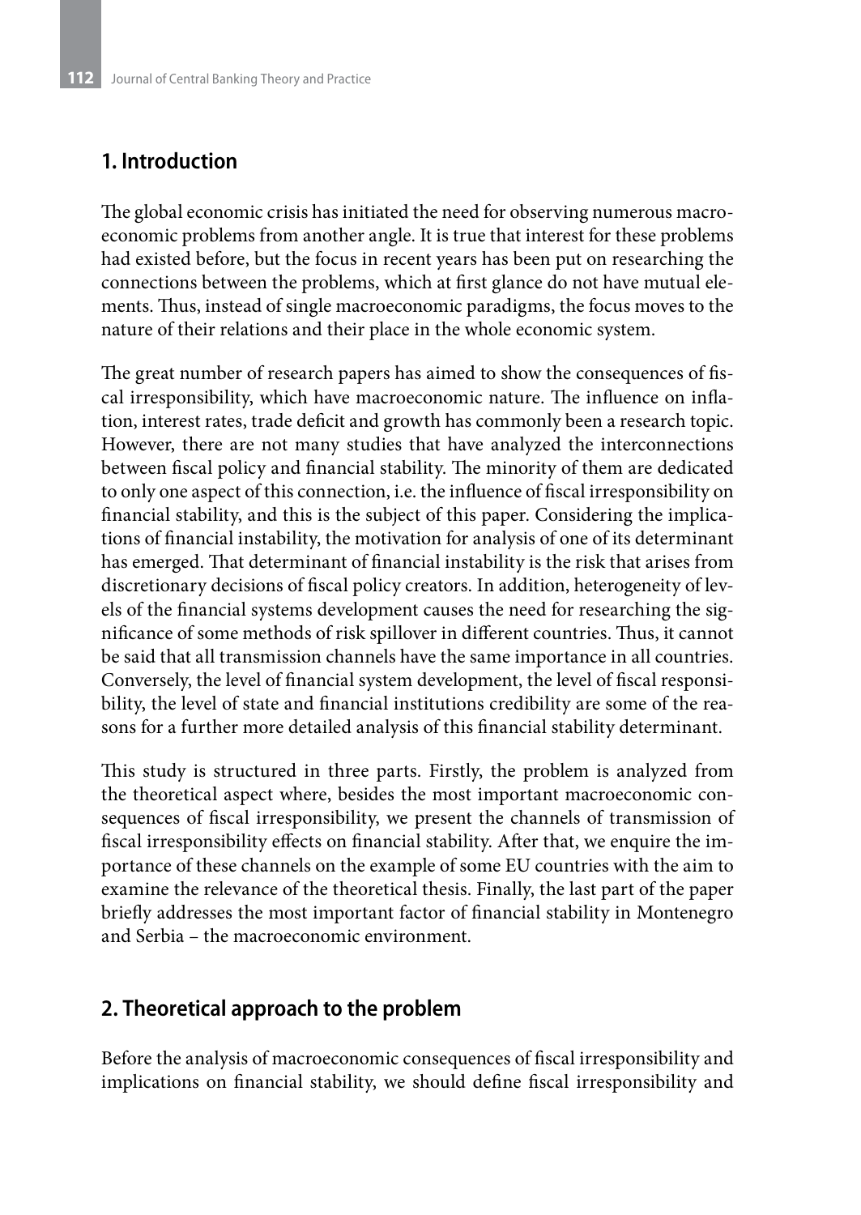## 1. Introduction

The global economic crisis has initiated the need for observing numerous macroeconomic problems from another angle. It is true that interest for these problems had existed before, but the focus in recent years has been put on researching the connections between the problems, which at first glance do not have mutual elements. Thus, instead of single macroeconomic paradigms, the focus moves to the nature of their relations and their place in the whole economic system.

The great number of research papers has aimed to show the consequences of fiscal irresponsibility, which have macroeconomic nature. The influence on inflation, interest rates, trade deficit and growth has commonly been a research topic. However, there are not many studies that have analyzed the interconnections between fiscal policy and financial stability. The minority of them are dedicated to only one aspect of this connection, i.e. the influence of fiscal irresponsibility on financial stability, and this is the subject of this paper. Considering the implications of financial instability, the motivation for analysis of one of its determinant has emerged. That determinant of financial instability is the risk that arises from discretionary decisions of fiscal policy creators. In addition, heterogeneity of levels of the financial systems development causes the need for researching the significance of some methods of risk spillover in different countries. Thus, it cannot be said that all transmission channels have the same importance in all countries. Conversely, the level of financial system development, the level of fiscal responsibility, the level of state and financial institutions credibility are some of the reasons for a further more detailed analysis of this financial stability determinant.

This study is structured in three parts. Firstly, the problem is analyzed from the theoretical aspect where, besides the most important macroeconomic consequences of fiscal irresponsibility, we present the channels of transmission of fiscal irresponsibility effects on financial stability. After that, we enquire the importance of these channels on the example of some EU countries with the aim to examine the relevance of the theoretical thesis. Finally, the last part of the paper briefly addresses the most important factor of financial stability in Montenegro and Serbia – the macroeconomic environment.

## 2. Theoretical approach to the problem

Before the analysis of macroeconomic consequences of fiscal irresponsibility and implications on financial stability, we should define fiscal irresponsibility and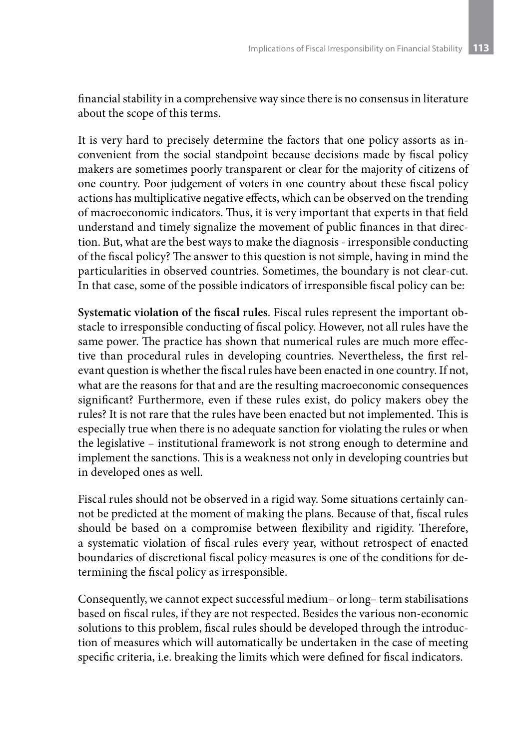financial stability in a comprehensive way since there is no consensus in literature about the scope of this terms.

It is very hard to precisely determine the factors that one policy assorts as inconvenient from the social standpoint because decisions made by fiscal policy makers are sometimes poorly transparent or clear for the majority of citizens of one country. Poor judgement of voters in one country about these fiscal policy actions has multiplicative negative effects, which can be observed on the trending of macroeconomic indicators. Thus, it is very important that experts in that field understand and timely signalize the movement of public finances in that direction. But, what are the best ways to make the diagnosis - irresponsible conducting of the fiscal policy? The answer to this question is not simple, having in mind the particularities in observed countries. Sometimes, the boundary is not clear-cut. In that case, some of the possible indicators of irresponsible fiscal policy can be:

**Systematic violation of the fiscal rules**. Fiscal rules represent the important obstacle to irresponsible conducting of fiscal policy. However, not all rules have the same power. The practice has shown that numerical rules are much more effective than procedural rules in developing countries. Nevertheless, the first relevant question is whether the fiscal rules have been enacted in one country. If not, what are the reasons for that and are the resulting macroeconomic consequences significant? Furthermore, even if these rules exist, do policy makers obey the rules? It is not rare that the rules have been enacted but not implemented. This is especially true when there is no adequate sanction for violating the rules or when the legislative – institutional framework is not strong enough to determine and implement the sanctions. This is a weakness not only in developing countries but in developed ones as well.

Fiscal rules should not be observed in a rigid way. Some situations certainly cannot be predicted at the moment of making the plans. Because of that, fiscal rules should be based on a compromise between flexibility and rigidity. Therefore, a systematic violation of fiscal rules every year, without retrospect of enacted boundaries of discretional fiscal policy measures is one of the conditions for determining the fiscal policy as irresponsible.

Consequently, we cannot expect successful medium– or long– term stabilisations based on fiscal rules, if they are not respected. Besides the various non-economic solutions to this problem, fiscal rules should be developed through the introduction of measures which will automatically be undertaken in the case of meeting specific criteria, i.e. breaking the limits which were defined for fiscal indicators.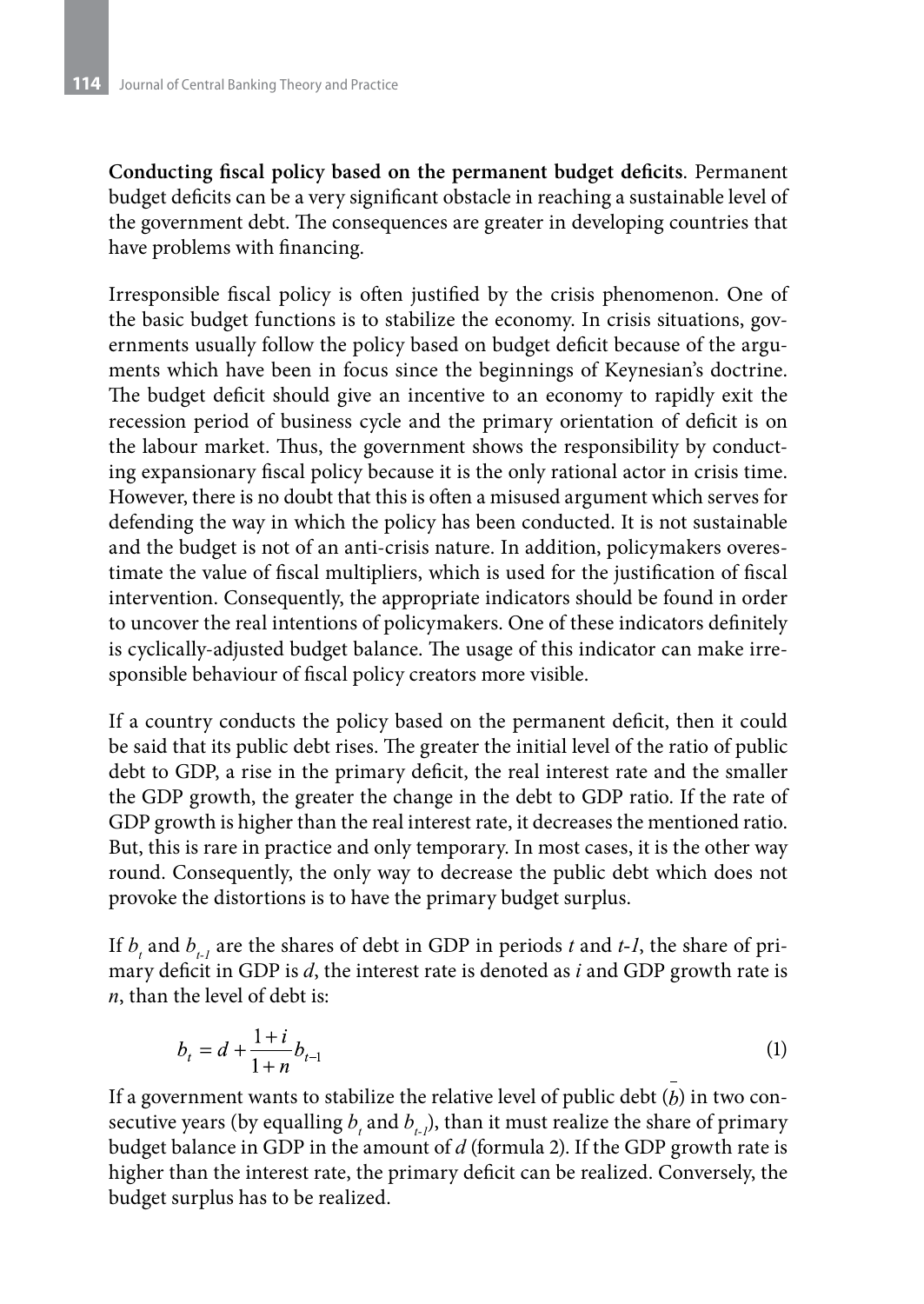**Conducting fiscal policy based on the permanent budget deficits**. Permanent budget deficits can be a very significant obstacle in reaching a sustainable level of the government debt. The consequences are greater in developing countries that have problems with financing.

Irresponsible fiscal policy is often justified by the crisis phenomenon. One of the basic budget functions is to stabilize the economy. In crisis situations, governments usually follow the policy based on budget deficit because of the arguments which have been in focus since the beginnings of Keynesian's doctrine. The budget deficit should give an incentive to an economy to rapidly exit the recession period of business cycle and the primary orientation of deficit is on the labour market. Thus, the government shows the responsibility by conducting expansionary fiscal policy because it is the only rational actor in crisis time. However, there is no doubt that this is often a misused argument which serves for defending the way in which the policy has been conducted. It is not sustainable and the budget is not of an anti-crisis nature. In addition, policymakers overestimate the value of fiscal multipliers, which is used for the justification of fiscal intervention. Consequently, the appropriate indicators should be found in order to uncover the real intentions of policymakers. One of these indicators definitely is cyclically-adjusted budget balance. The usage of this indicator can make irresponsible behaviour of fiscal policy creators more visible.

If a country conducts the policy based on the permanent deficit, then it could be said that its public debt rises. The greater the initial level of the ratio of public debt to GDP, a rise in the primary deficit, the real interest rate and the smaller the GDP growth, the greater the change in the debt to GDP ratio. If the rate of GDP growth is higher than the real interest rate, it decreases the mentioned ratio. But, this is rare in practice and only temporary. In most cases, it is the other way round. Consequently, the only way to decrease the public debt which does not provoke the distortions is to have the primary budget surplus.

If $b_t$ and $b_{t-1}$ are the shares of debt in GDP in periods $t$ and $t$-$1$, the share of primary deficit in GDP is $d$, the interest rate is denoted as $i$ and GDP growth rate is $n$, than the level of debt is:

$$b_t = d + \frac{1+i}{1+n} b_{t-1} \tag{1}$$

If a government wants to stabilize the relative level of public debt ($\bar{b}$) in two consecutive years (by equalling $b_t$ and $b_{t-1}$), than it must realize the share of primary budget balance in GDP in the amount of $d$ (formula 2). If the GDP growth rate is higher than the interest rate, the primary deficit can be realized. Conversely, the budget surplus has to be realized.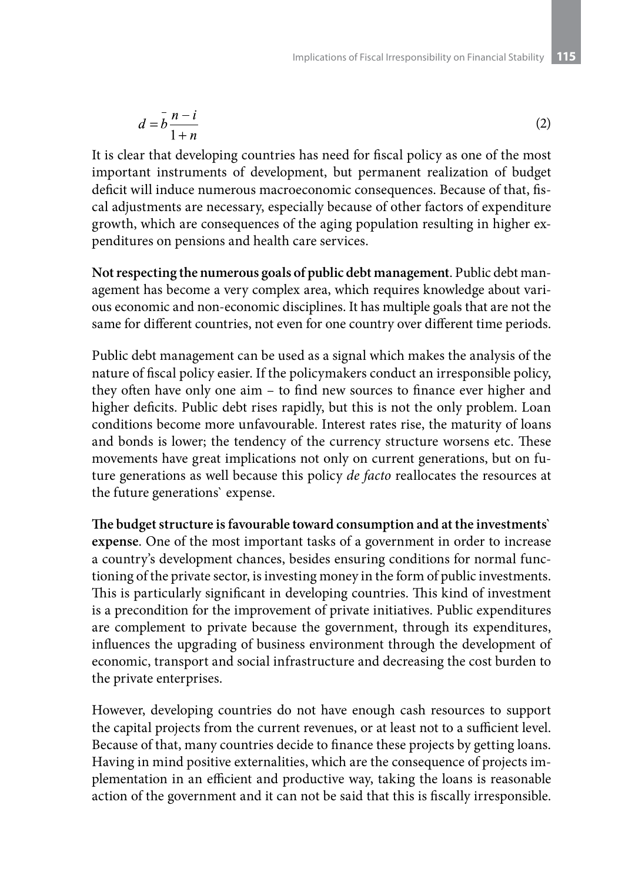$$d = \bar{b}\frac{n-i}{1+n} \tag{2}$$

It is clear that developing countries has need for fiscal policy as one of the most important instruments of development, but permanent realization of budget deficit will induce numerous macroeconomic consequences. Because of that, fiscal adjustments are necessary, especially because of other factors of expenditure growth, which are consequences of the aging population resulting in higher expenditures on pensions and health care services.

**Not respecting the numerous goals of public debt management**. Public debt management has become a very complex area, which requires knowledge about various economic and non-economic disciplines. It has multiple goals that are not the same for different countries, not even for one country over different time periods.

Public debt management can be used as a signal which makes the analysis of the nature of fiscal policy easier. If the policymakers conduct an irresponsible policy, they often have only one aim – to find new sources to finance ever higher and higher deficits. Public debt rises rapidly, but this is not the only problem. Loan conditions become more unfavourable. Interest rates rise, the maturity of loans and bonds is lower; the tendency of the currency structure worsens etc. These movements have great implications not only on current generations, but on future generations as well because this policy *de facto* reallocates the resources at the future generations` expense.

**The budget structure is favourable toward consumption and at the investments` expense**. One of the most important tasks of a government in order to increase a country's development chances, besides ensuring conditions for normal functioning of the private sector, is investing money in the form of public investments. This is particularly significant in developing countries. This kind of investment is a precondition for the improvement of private initiatives. Public expenditures are complement to private because the government, through its expenditures, influences the upgrading of business environment through the development of economic, transport and social infrastructure and decreasing the cost burden to the private enterprises.

However, developing countries do not have enough cash resources to support the capital projects from the current revenues, or at least not to a sufficient level. Because of that, many countries decide to finance these projects by getting loans. Having in mind positive externalities, which are the consequence of projects implementation in an efficient and productive way, taking the loans is reasonable action of the government and it can not be said that this is fiscally irresponsible.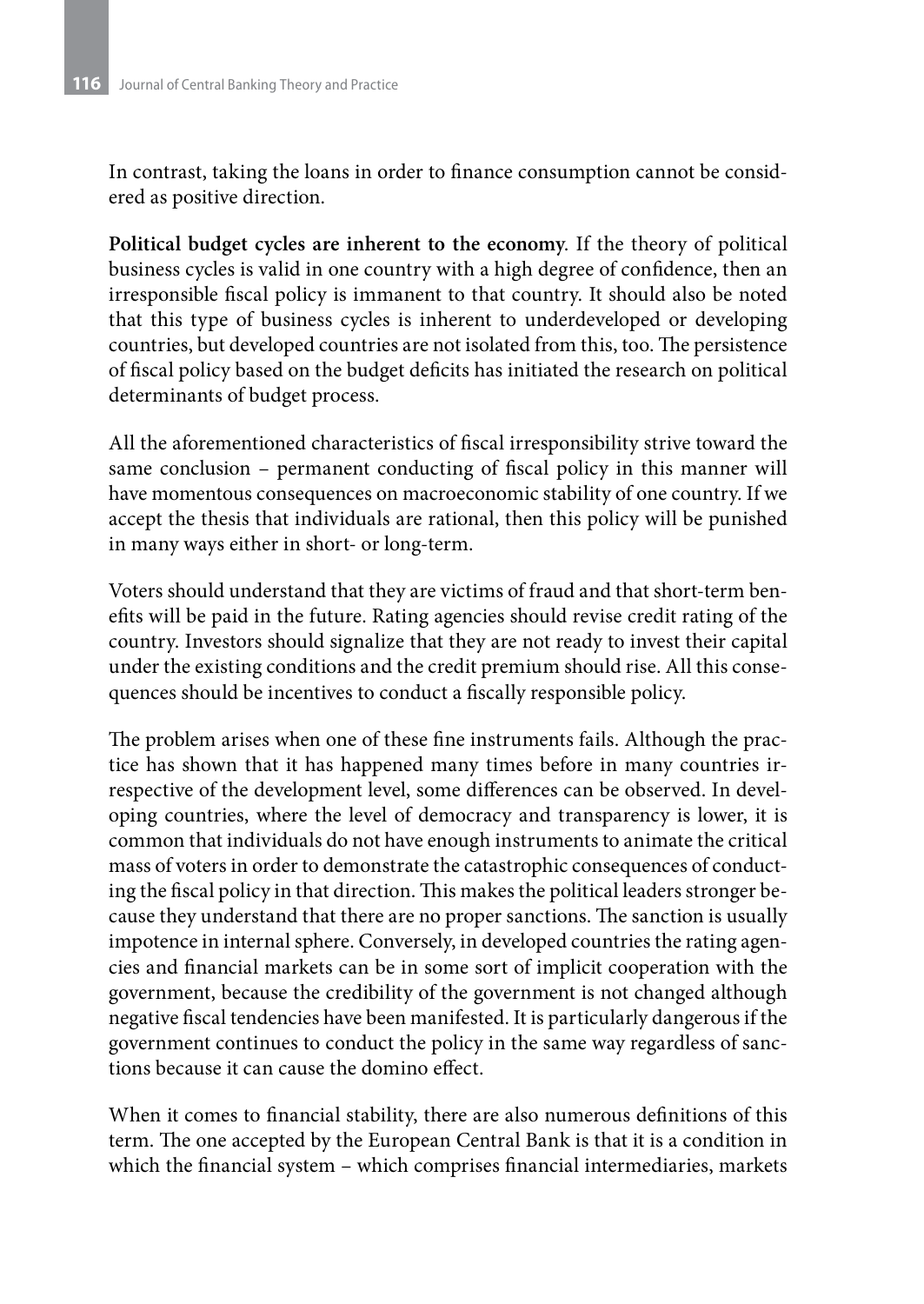In contrast, taking the loans in order to finance consumption cannot be considered as positive direction.

**Political budget cycles are inherent to the economy**. If the theory of political business cycles is valid in one country with a high degree of confidence, then an irresponsible fiscal policy is immanent to that country. It should also be noted that this type of business cycles is inherent to underdeveloped or developing countries, but developed countries are not isolated from this, too. The persistence of fiscal policy based on the budget deficits has initiated the research on political determinants of budget process.

All the aforementioned characteristics of fiscal irresponsibility strive toward the same conclusion – permanent conducting of fiscal policy in this manner will have momentous consequences on macroeconomic stability of one country. If we accept the thesis that individuals are rational, then this policy will be punished in many ways either in short- or long-term.

Voters should understand that they are victims of fraud and that short-term benefits will be paid in the future. Rating agencies should revise credit rating of the country. Investors should signalize that they are not ready to invest their capital under the existing conditions and the credit premium should rise. All this consequences should be incentives to conduct a fiscally responsible policy.

The problem arises when one of these fine instruments fails. Although the practice has shown that it has happened many times before in many countries irrespective of the development level, some differences can be observed. In developing countries, where the level of democracy and transparency is lower, it is common that individuals do not have enough instruments to animate the critical mass of voters in order to demonstrate the catastrophic consequences of conducting the fiscal policy in that direction. This makes the political leaders stronger because they understand that there are no proper sanctions. The sanction is usually impotence in internal sphere. Conversely, in developed countries the rating agencies and financial markets can be in some sort of implicit cooperation with the government, because the credibility of the government is not changed although negative fiscal tendencies have been manifested. It is particularly dangerous if the government continues to conduct the policy in the same way regardless of sanctions because it can cause the domino effect.

When it comes to financial stability, there are also numerous definitions of this term. The one accepted by the European Central Bank is that it is a condition in which the financial system – which comprises financial intermediaries, markets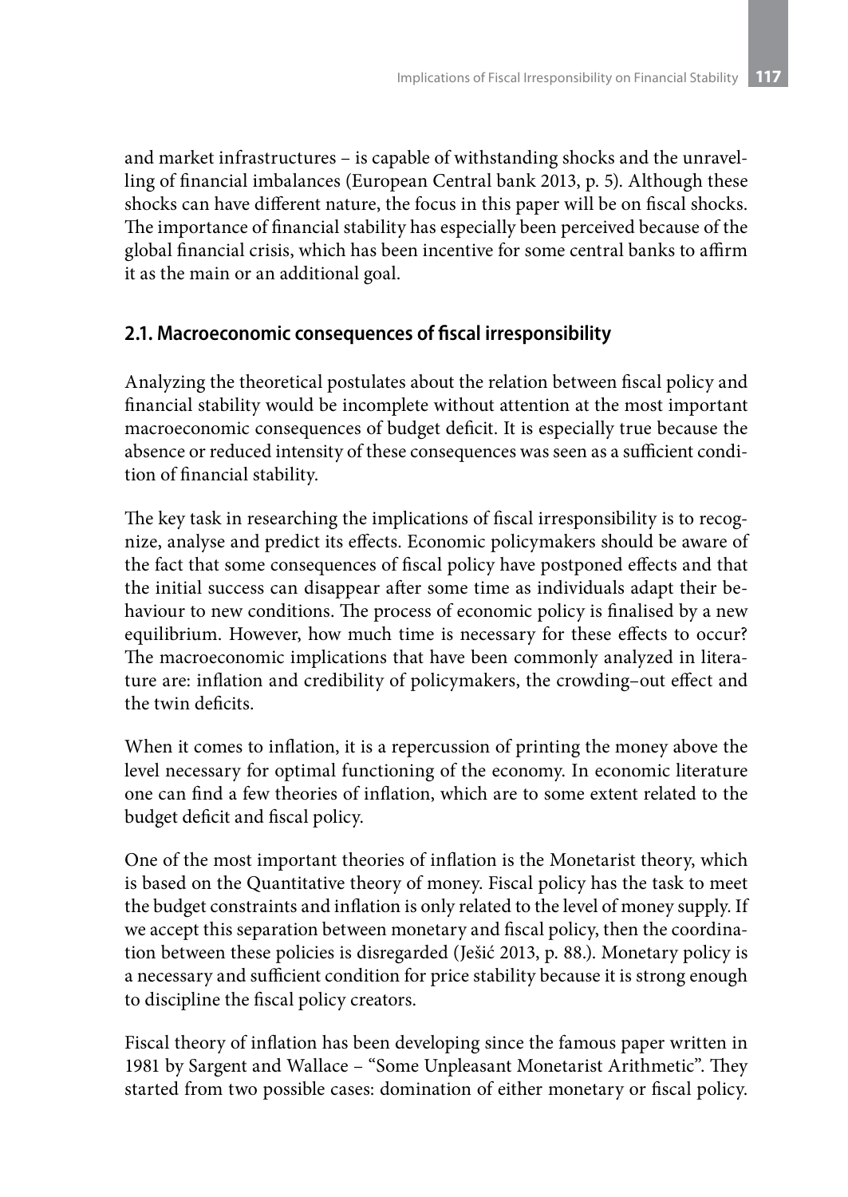and market infrastructures – is capable of withstanding shocks and the unravelling of financial imbalances (European Central bank 2013, p. 5). Although these shocks can have different nature, the focus in this paper will be on fiscal shocks. The importance of financial stability has especially been perceived because of the global financial crisis, which has been incentive for some central banks to affirm it as the main or an additional goal.

## 2.1. Macroeconomic consequences of fiscal irresponsibility

Analyzing the theoretical postulates about the relation between fiscal policy and financial stability would be incomplete without attention at the most important macroeconomic consequences of budget deficit. It is especially true because the absence or reduced intensity of these consequences was seen as a sufficient condition of financial stability.

The key task in researching the implications of fiscal irresponsibility is to recognize, analyse and predict its effects. Economic policymakers should be aware of the fact that some consequences of fiscal policy have postponed effects and that the initial success can disappear after some time as individuals adapt their behaviour to new conditions. The process of economic policy is finalised by a new equilibrium. However, how much time is necessary for these effects to occur? The macroeconomic implications that have been commonly analyzed in literature are: inflation and credibility of policymakers, the crowding–out effect and the twin deficits.

When it comes to inflation, it is a repercussion of printing the money above the level necessary for optimal functioning of the economy. In economic literature one can find a few theories of inflation, which are to some extent related to the budget deficit and fiscal policy.

One of the most important theories of inflation is the Monetarist theory, which is based on the Quantitative theory of money. Fiscal policy has the task to meet the budget constraints and inflation is only related to the level of money supply. If we accept this separation between monetary and fiscal policy, then the coordination between these policies is disregarded (Ješić 2013, p. 88.). Monetary policy is a necessary and sufficient condition for price stability because it is strong enough to discipline the fiscal policy creators.

Fiscal theory of inflation has been developing since the famous paper written in 1981 by Sargent and Wallace – "Some Unpleasant Monetarist Arithmetic". They started from two possible cases: domination of either monetary or fiscal policy.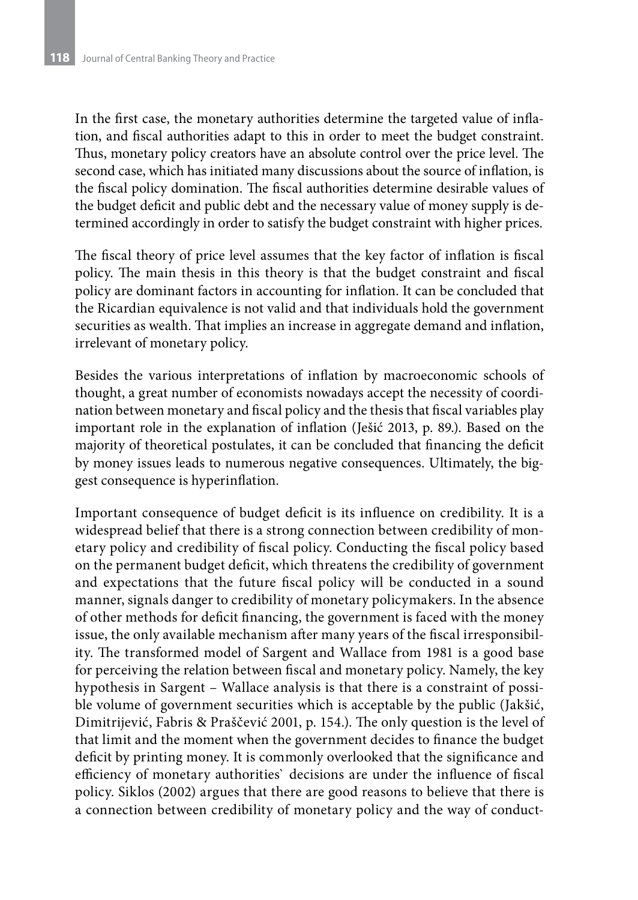In the first case, the monetary authorities determine the targeted value of inflation, and fiscal authorities adapt to this in order to meet the budget constraint. Thus, monetary policy creators have an absolute control over the price level. The second case, which has initiated many discussions about the source of inflation, is the fiscal policy domination. The fiscal authorities determine desirable values of the budget deficit and public debt and the necessary value of money supply is determined accordingly in order to satisfy the budget constraint with higher prices.

The fiscal theory of price level assumes that the key factor of inflation is fiscal policy. The main thesis in this theory is that the budget constraint and fiscal policy are dominant factors in accounting for inflation. It can be concluded that the Ricardian equivalence is not valid and that individuals hold the government securities as wealth. That implies an increase in aggregate demand and inflation, irrelevant of monetary policy.

Besides the various interpretations of inflation by macroeconomic schools of thought, a great number of economists nowadays accept the necessity of coordination between monetary and fiscal policy and the thesis that fiscal variables play important role in the explanation of inflation (Ješić 2013, p. 89.). Based on the majority of theoretical postulates, it can be concluded that financing the deficit by money issues leads to numerous negative consequences. Ultimately, the biggest consequence is hyperinflation.

Important consequence of budget deficit is its influence on credibility. It is a widespread belief that there is a strong connection between credibility of monetary policy and credibility of fiscal policy. Conducting the fiscal policy based on the permanent budget deficit, which threatens the credibility of government and expectations that the future fiscal policy will be conducted in a sound manner, signals danger to credibility of monetary policymakers. In the absence of other methods for deficit financing, the government is faced with the money issue, the only available mechanism after many years of the fiscal irresponsibility. The transformed model of Sargent and Wallace from 1981 is a good base for perceiving the relation between fiscal and monetary policy. Namely, the key hypothesis in Sargent – Wallace analysis is that there is a constraint of possible volume of government securities which is acceptable by the public (Jakšić, Dimitrijević, Fabris & Praščević 2001, p. 154.). The only question is the level of that limit and the moment when the government decides to finance the budget deficit by printing money. It is commonly overlooked that the significance and efficiency of monetary authorities` decisions are under the influence of fiscal policy. Siklos (2002) argues that there are good reasons to believe that there is a connection between credibility of monetary policy and the way of conduct-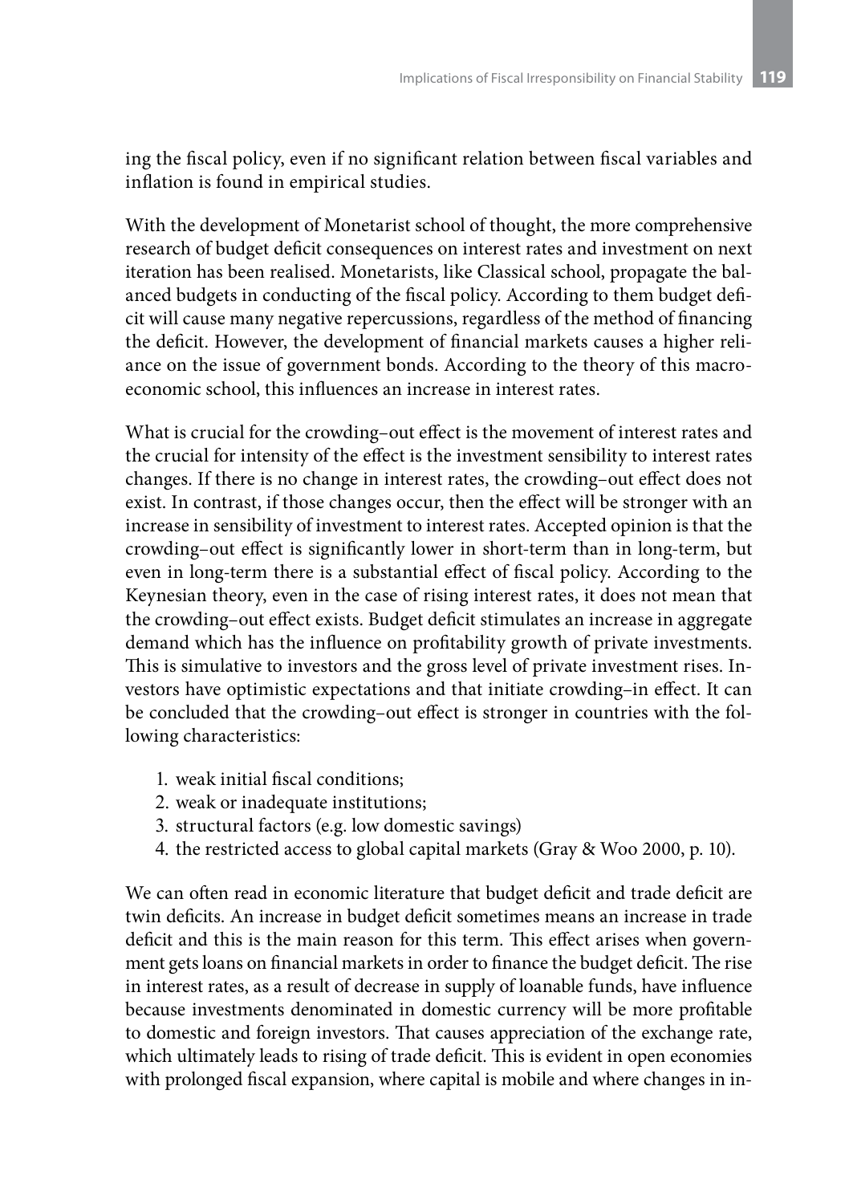ing the fiscal policy, even if no significant relation between fiscal variables and inflation is found in empirical studies.

With the development of Monetarist school of thought, the more comprehensive research of budget deficit consequences on interest rates and investment on next iteration has been realised. Monetarists, like Classical school, propagate the balanced budgets in conducting of the fiscal policy. According to them budget deficit will cause many negative repercussions, regardless of the method of financing the deficit. However, the development of financial markets causes a higher reliance on the issue of government bonds. According to the theory of this macroeconomic school, this influences an increase in interest rates.

What is crucial for the crowding–out effect is the movement of interest rates and the crucial for intensity of the effect is the investment sensibility to interest rates changes. If there is no change in interest rates, the crowding–out effect does not exist. In contrast, if those changes occur, then the effect will be stronger with an increase in sensibility of investment to interest rates. Accepted opinion is that the crowding–out effect is significantly lower in short-term than in long-term, but even in long-term there is a substantial effect of fiscal policy. According to the Keynesian theory, even in the case of rising interest rates, it does not mean that the crowding–out effect exists. Budget deficit stimulates an increase in aggregate demand which has the influence on profitability growth of private investments. This is simulative to investors and the gross level of private investment rises. Investors have optimistic expectations and that initiate crowding–in effect. It can be concluded that the crowding–out effect is stronger in countries with the following characteristics:

1. weak initial fiscal conditions;
2. weak or inadequate institutions;
3. structural factors (e.g. low domestic savings)
4. the restricted access to global capital markets (Gray & Woo 2000, p. 10).

We can often read in economic literature that budget deficit and trade deficit are twin deficits. An increase in budget deficit sometimes means an increase in trade deficit and this is the main reason for this term. This effect arises when government gets loans on financial markets in order to finance the budget deficit. The rise in interest rates, as a result of decrease in supply of loanable funds, have influence because investments denominated in domestic currency will be more profitable to domestic and foreign investors. That causes appreciation of the exchange rate, which ultimately leads to rising of trade deficit. This is evident in open economies with prolonged fiscal expansion, where capital is mobile and where changes in in-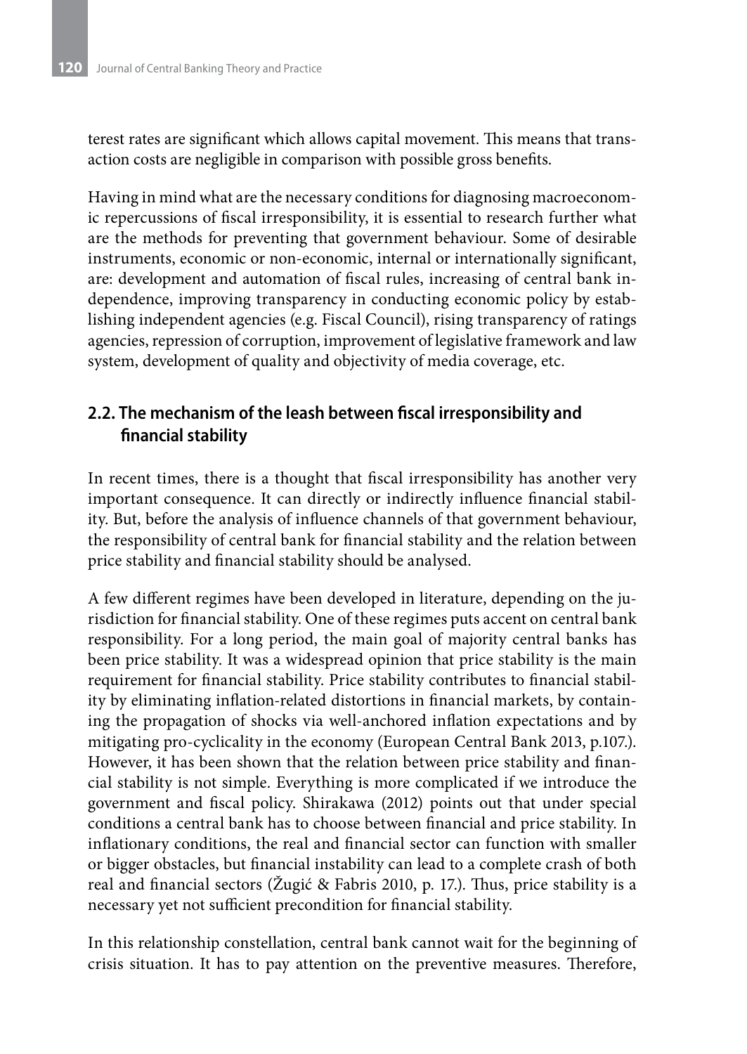terest rates are significant which allows capital movement. This means that transaction costs are negligible in comparison with possible gross benefits.

Having in mind what are the necessary conditions for diagnosing macroeconomic repercussions of fiscal irresponsibility, it is essential to research further what are the methods for preventing that government behaviour. Some of desirable instruments, economic or non-economic, internal or internationally significant, are: development and automation of fiscal rules, increasing of central bank independence, improving transparency in conducting economic policy by establishing independent agencies (e.g. Fiscal Council), rising transparency of ratings agencies, repression of corruption, improvement of legislative framework and law system, development of quality and objectivity of media coverage, etc.

## 2.2. The mechanism of the leash between fiscal irresponsibility and financial stability

In recent times, there is a thought that fiscal irresponsibility has another very important consequence. It can directly or indirectly influence financial stability. But, before the analysis of influence channels of that government behaviour, the responsibility of central bank for financial stability and the relation between price stability and financial stability should be analysed.

A few different regimes have been developed in literature, depending on the jurisdiction for financial stability. One of these regimes puts accent on central bank responsibility. For a long period, the main goal of majority central banks has been price stability. It was a widespread opinion that price stability is the main requirement for financial stability. Price stability contributes to financial stability by eliminating inflation-related distortions in financial markets, by containing the propagation of shocks via well-anchored inflation expectations and by mitigating pro-cyclicality in the economy (European Central Bank 2013, p.107.). However, it has been shown that the relation between price stability and financial stability is not simple. Everything is more complicated if we introduce the government and fiscal policy. Shirakawa (2012) points out that under special conditions a central bank has to choose between financial and price stability. In inflationary conditions, the real and financial sector can function with smaller or bigger obstacles, but financial instability can lead to a complete crash of both real and financial sectors (Žugić & Fabris 2010, p. 17.). Thus, price stability is a necessary yet not sufficient precondition for financial stability.

In this relationship constellation, central bank cannot wait for the beginning of crisis situation. It has to pay attention on the preventive measures. Therefore,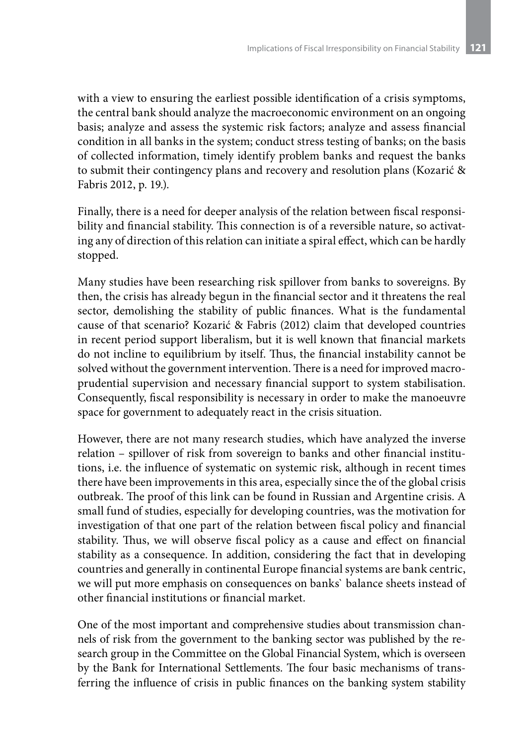with a view to ensuring the earliest possible identification of a crisis symptoms, the central bank should analyze the macroeconomic environment on an ongoing basis; analyze and assess the systemic risk factors; analyze and assess financial condition in all banks in the system; conduct stress testing of banks; on the basis of collected information, timely identify problem banks and request the banks to submit their contingency plans and recovery and resolution plans (Kozarić & Fabris 2012, p. 19.).

Finally, there is a need for deeper analysis of the relation between fiscal responsibility and financial stability. This connection is of a reversible nature, so activating any of direction of this relation can initiate a spiral effect, which can be hardly stopped.

Many studies have been researching risk spillover from banks to sovereigns. By then, the crisis has already begun in the financial sector and it threatens the real sector, demolishing the stability of public finances. What is the fundamental cause of that scenario? Kozarić & Fabris (2012) claim that developed countries in recent period support liberalism, but it is well known that financial markets do not incline to equilibrium by itself. Thus, the financial instability cannot be solved without the government intervention. There is a need for improved macro-prudential supervision and necessary financial support to system stabilisation. Consequently, fiscal responsibility is necessary in order to make the manoeuvre space for government to adequately react in the crisis situation.

However, there are not many research studies, which have analyzed the inverse relation – spillover of risk from sovereign to banks and other financial institutions, i.e. the influence of systematic on systemic risk, although in recent times there have been improvements in this area, especially since the of the global crisis outbreak. The proof of this link can be found in Russian and Argentine crisis. A small fund of studies, especially for developing countries, was the motivation for investigation of that one part of the relation between fiscal policy and financial stability. Thus, we will observe fiscal policy as a cause and effect on financial stability as a consequence. In addition, considering the fact that in developing countries and generally in continental Europe financial systems are bank centric, we will put more emphasis on consequences on banks` balance sheets instead of other financial institutions or financial market.

One of the most important and comprehensive studies about transmission channels of risk from the government to the banking sector was published by the research group in the Committee on the Global Financial System, which is overseen by the Bank for International Settlements. The four basic mechanisms of transferring the influence of crisis in public finances on the banking system stability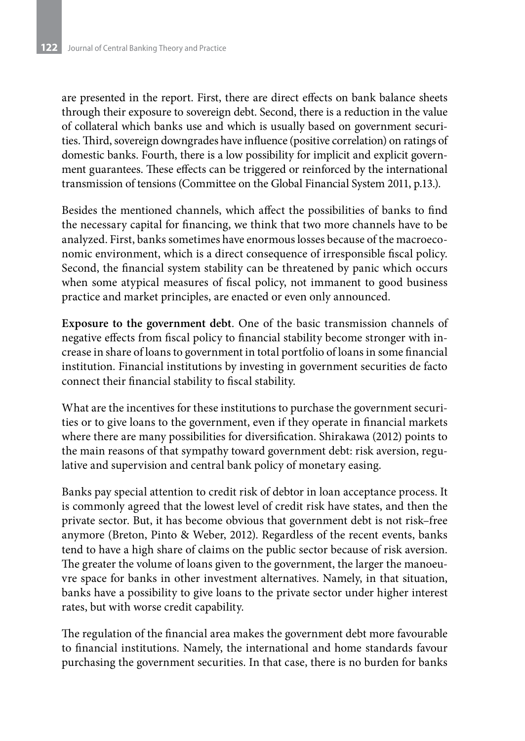are presented in the report. First, there are direct effects on bank balance sheets through their exposure to sovereign debt. Second, there is a reduction in the value of collateral which banks use and which is usually based on government securities. Third, sovereign downgrades have influence (positive correlation) on ratings of domestic banks. Fourth, there is a low possibility for implicit and explicit government guarantees. These effects can be triggered or reinforced by the international transmission of tensions (Committee on the Global Financial System 2011, p.13.).

Besides the mentioned channels, which affect the possibilities of banks to find the necessary capital for financing, we think that two more channels have to be analyzed. First, banks sometimes have enormous losses because of the macroeconomic environment, which is a direct consequence of irresponsible fiscal policy. Second, the financial system stability can be threatened by panic which occurs when some atypical measures of fiscal policy, not immanent to good business practice and market principles, are enacted or even only announced.

**Exposure to the government debt**. One of the basic transmission channels of negative effects from fiscal policy to financial stability become stronger with increase in share of loans to government in total portfolio of loans in some financial institution. Financial institutions by investing in government securities de facto connect their financial stability to fiscal stability.

What are the incentives for these institutions to purchase the government securities or to give loans to the government, even if they operate in financial markets where there are many possibilities for diversification. Shirakawa (2012) points to the main reasons of that sympathy toward government debt: risk aversion, regulative and supervision and central bank policy of monetary easing.

Banks pay special attention to credit risk of debtor in loan acceptance process. It is commonly agreed that the lowest level of credit risk have states, and then the private sector. But, it has become obvious that government debt is not risk–free anymore (Breton, Pinto & Weber, 2012). Regardless of the recent events, banks tend to have a high share of claims on the public sector because of risk aversion. The greater the volume of loans given to the government, the larger the manoeuvre space for banks in other investment alternatives. Namely, in that situation, banks have a possibility to give loans to the private sector under higher interest rates, but with worse credit capability.

The regulation of the financial area makes the government debt more favourable to financial institutions. Namely, the international and home standards favour purchasing the government securities. In that case, there is no burden for banks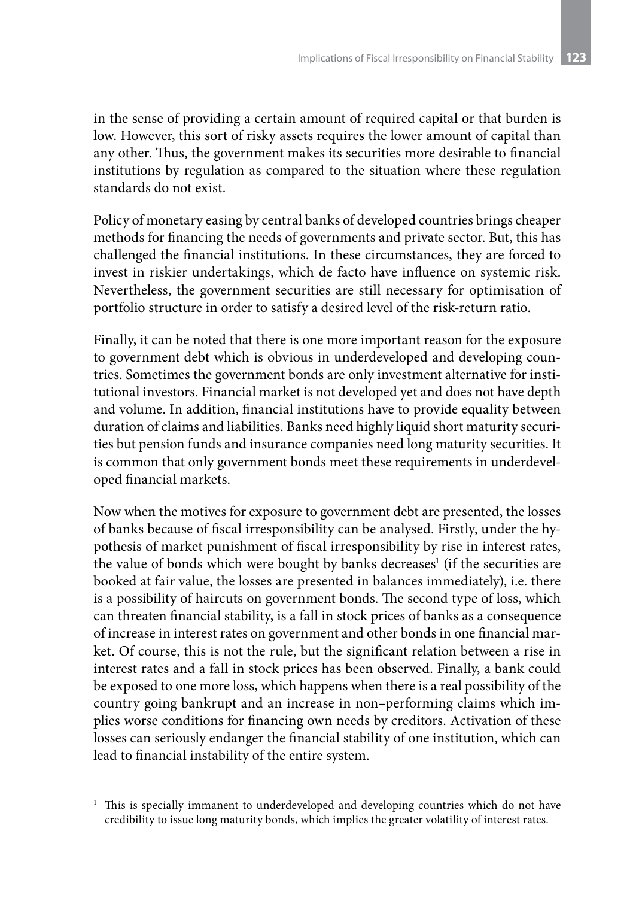in the sense of providing a certain amount of required capital or that burden is low. However, this sort of risky assets requires the lower amount of capital than any other. Thus, the government makes its securities more desirable to financial institutions by regulation as compared to the situation where these regulation standards do not exist.

Policy of monetary easing by central banks of developed countries brings cheaper methods for financing the needs of governments and private sector. But, this has challenged the financial institutions. In these circumstances, they are forced to invest in riskier undertakings, which de facto have influence on systemic risk. Nevertheless, the government securities are still necessary for optimisation of portfolio structure in order to satisfy a desired level of the risk-return ratio.

Finally, it can be noted that there is one more important reason for the exposure to government debt which is obvious in underdeveloped and developing countries. Sometimes the government bonds are only investment alternative for institutional investors. Financial market is not developed yet and does not have depth and volume. In addition, financial institutions have to provide equality between duration of claims and liabilities. Banks need highly liquid short maturity securities but pension funds and insurance companies need long maturity securities. It is common that only government bonds meet these requirements in underdeveloped financial markets.

Now when the motives for exposure to government debt are presented, the losses of banks because of fiscal irresponsibility can be analysed. Firstly, under the hypothesis of market punishment of fiscal irresponsibility by rise in interest rates, the value of bonds which were bought by banks decreases[1] (if the securities are booked at fair value, the losses are presented in balances immediately), i.e. there is a possibility of haircuts on government bonds. The second type of loss, which can threaten financial stability, is a fall in stock prices of banks as a consequence of increase in interest rates on government and other bonds in one financial market. Of course, this is not the rule, but the significant relation between a rise in interest rates and a fall in stock prices has been observed. Finally, a bank could be exposed to one more loss, which happens when there is a real possibility of the country going bankrupt and an increase in non–performing claims which implies worse conditions for financing own needs by creditors. Activation of these losses can seriously endanger the financial stability of one institution, which can lead to financial instability of the entire system.

---

[1] This is specially immanent to underdeveloped and developing countries which do not have credibility to issue long maturity bonds, which implies the greater volatility of interest rates.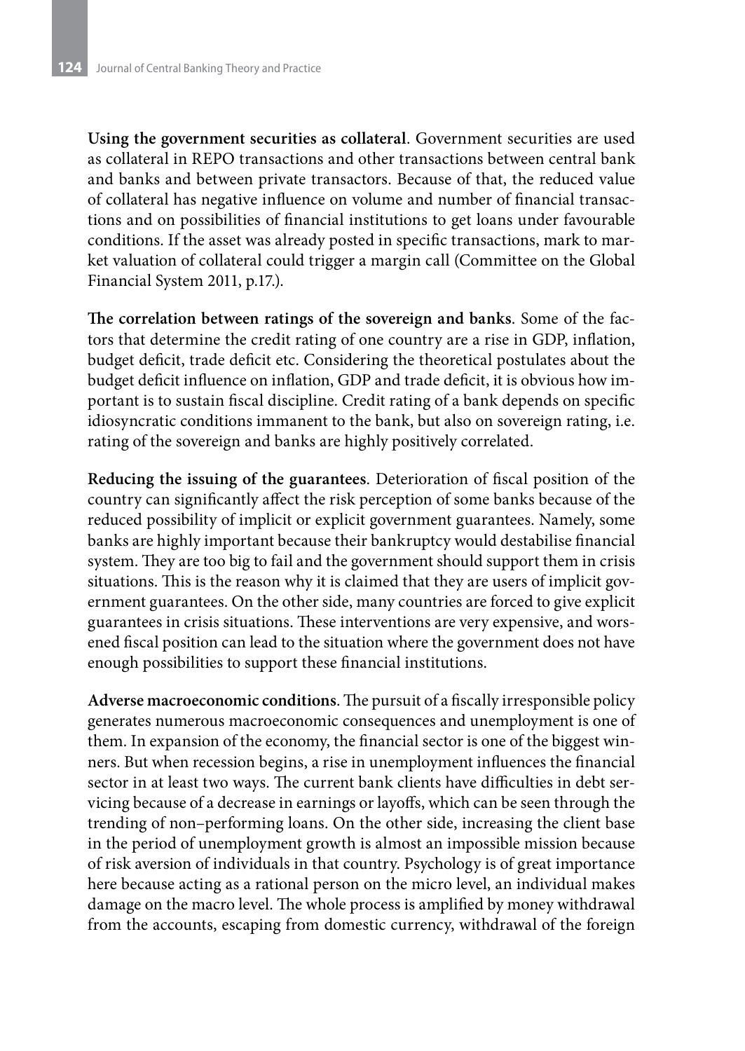**Using the government securities as collateral**. Government securities are used as collateral in REPO transactions and other transactions between central bank and banks and between private transactors. Because of that, the reduced value of collateral has negative influence on volume and number of financial transactions and on possibilities of financial institutions to get loans under favourable conditions. If the asset was already posted in specific transactions, mark to market valuation of collateral could trigger a margin call (Committee on the Global Financial System 2011, p.17.).

**The correlation between ratings of the sovereign and banks**. Some of the factors that determine the credit rating of one country are a rise in GDP, inflation, budget deficit, trade deficit etc. Considering the theoretical postulates about the budget deficit influence on inflation, GDP and trade deficit, it is obvious how important is to sustain fiscal discipline. Credit rating of a bank depends on specific idiosyncratic conditions immanent to the bank, but also on sovereign rating, i.e. rating of the sovereign and banks are highly positively correlated.

**Reducing the issuing of the guarantees**. Deterioration of fiscal position of the country can significantly affect the risk perception of some banks because of the reduced possibility of implicit or explicit government guarantees. Namely, some banks are highly important because their bankruptcy would destabilise financial system. They are too big to fail and the government should support them in crisis situations. This is the reason why it is claimed that they are users of implicit government guarantees. On the other side, many countries are forced to give explicit guarantees in crisis situations. These interventions are very expensive, and worsened fiscal position can lead to the situation where the government does not have enough possibilities to support these financial institutions.

**Adverse macroeconomic conditions**. The pursuit of a fiscally irresponsible policy generates numerous macroeconomic consequences and unemployment is one of them. In expansion of the economy, the financial sector is one of the biggest winners. But when recession begins, a rise in unemployment influences the financial sector in at least two ways. The current bank clients have difficulties in debt servicing because of a decrease in earnings or layoffs, which can be seen through the trending of non–performing loans. On the other side, increasing the client base in the period of unemployment growth is almost an impossible mission because of risk aversion of individuals in that country. Psychology is of great importance here because acting as a rational person on the micro level, an individual makes damage on the macro level. The whole process is amplified by money withdrawal from the accounts, escaping from domestic currency, withdrawal of the foreign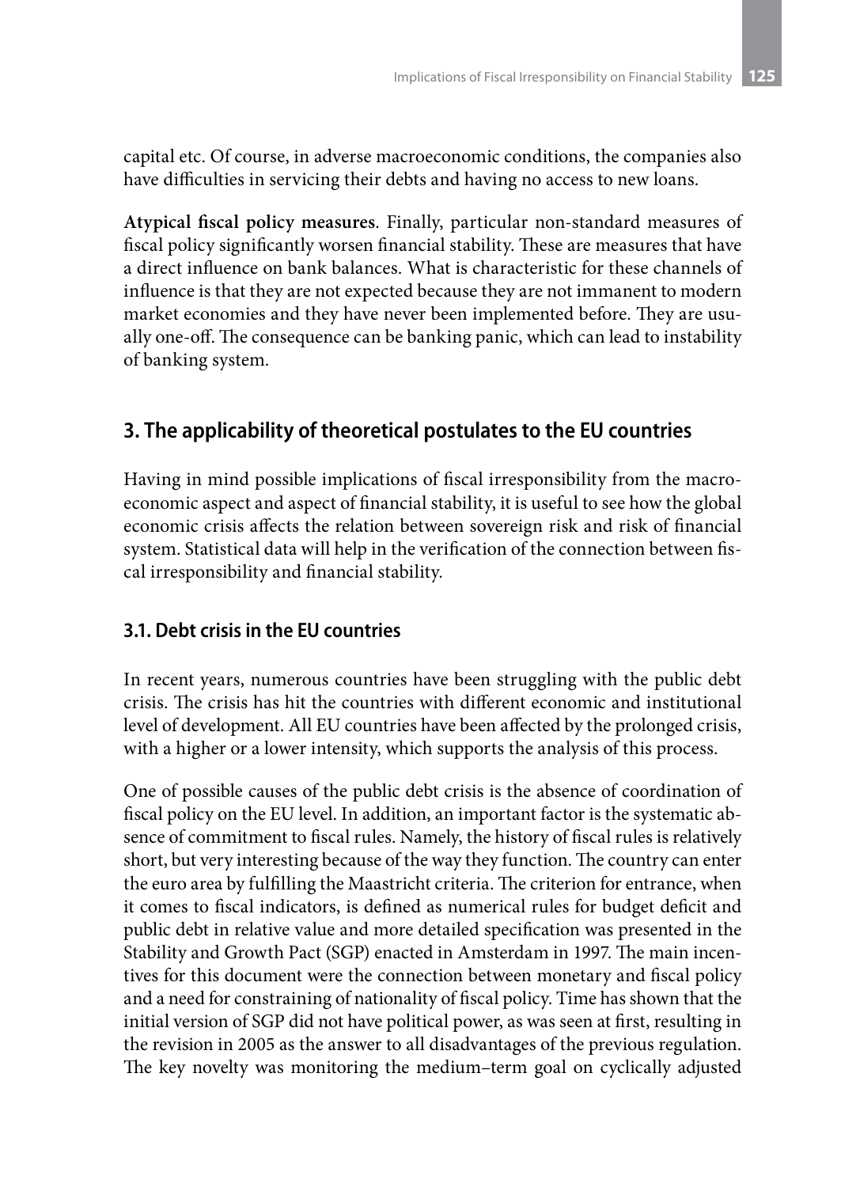capital etc. Of course, in adverse macroeconomic conditions, the companies also have difficulties in servicing their debts and having no access to new loans.

**Atypical fiscal policy measures**. Finally, particular non-standard measures of fiscal policy significantly worsen financial stability. These are measures that have a direct influence on bank balances. What is characteristic for these channels of influence is that they are not expected because they are not immanent to modern market economies and they have never been implemented before. They are usually one-off. The consequence can be banking panic, which can lead to instability of banking system.

## 3. The applicability of theoretical postulates to the EU countries

Having in mind possible implications of fiscal irresponsibility from the macroeconomic aspect and aspect of financial stability, it is useful to see how the global economic crisis affects the relation between sovereign risk and risk of financial system. Statistical data will help in the verification of the connection between fiscal irresponsibility and financial stability.

### 3.1. Debt crisis in the EU countries

In recent years, numerous countries have been struggling with the public debt crisis. The crisis has hit the countries with different economic and institutional level of development. All EU countries have been affected by the prolonged crisis, with a higher or a lower intensity, which supports the analysis of this process.

One of possible causes of the public debt crisis is the absence of coordination of fiscal policy on the EU level. In addition, an important factor is the systematic absence of commitment to fiscal rules. Namely, the history of fiscal rules is relatively short, but very interesting because of the way they function. The country can enter the euro area by fulfilling the Maastricht criteria. The criterion for entrance, when it comes to fiscal indicators, is defined as numerical rules for budget deficit and public debt in relative value and more detailed specification was presented in the Stability and Growth Pact (SGP) enacted in Amsterdam in 1997. The main incentives for this document were the connection between monetary and fiscal policy and a need for constraining of nationality of fiscal policy. Time has shown that the initial version of SGP did not have political power, as was seen at first, resulting in the revision in 2005 as the answer to all disadvantages of the previous regulation. The key novelty was monitoring the medium–term goal on cyclically adjusted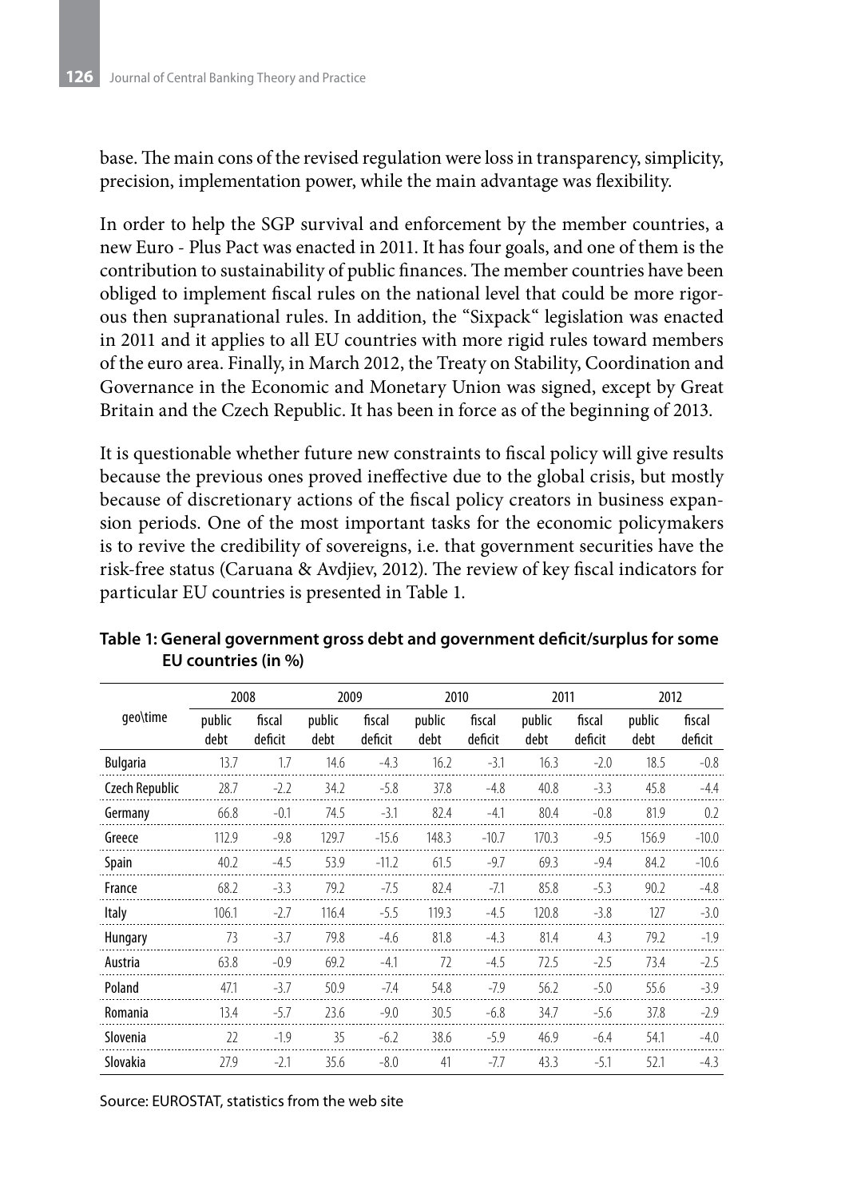base. The main cons of the revised regulation were loss in transparency, simplicity, precision, implementation power, while the main advantage was flexibility.

In order to help the SGP survival and enforcement by the member countries, a new Euro - Plus Pact was enacted in 2011. It has four goals, and one of them is the contribution to sustainability of public finances. The member countries have been obliged to implement fiscal rules on the national level that could be more rigorous then supranational rules. In addition, the "Sixpack" legislation was enacted in 2011 and it applies to all EU countries with more rigid rules toward members of the euro area. Finally, in March 2012, the Treaty on Stability, Coordination and Governance in the Economic and Monetary Union was signed, except by Great Britain and the Czech Republic. It has been in force as of the beginning of 2013.

It is questionable whether future new constraints to fiscal policy will give results because the previous ones proved ineffective due to the global crisis, but mostly because of discretionary actions of the fiscal policy creators in business expansion periods. One of the most important tasks for the economic policymakers is to revive the credibility of sovereigns, i.e. that government securities have the risk-free status (Caruana & Avdjiev, 2012). The review of key fiscal indicators for particular EU countries is presented in Table 1.

**Table 1: General government gross debt and government deficit/surplus for some EU countries (in %)**

| geo\time | 2008 | | 2009 | | 2010 | | 2011 | | 2012 | |
|---|---|---|---|---|---|---|---|---|---|---|
| | public debt | fiscal deficit | public debt | fiscal deficit | public debt | fiscal deficit | public debt | fiscal deficit | public debt | fiscal deficit |
| Bulgaria | 13.7 | 1.7 | 14.6 | -4.3 | 16.2 | -3.1 | 16.3 | -2.0 | 18.5 | -0.8 |
| Czech Republic | 28.7 | -2.2 | 34.2 | -5.8 | 37.8 | -4.8 | 40.8 | -3.3 | 45.8 | -4.4 |
| Germany | 66.8 | -0.1 | 74.5 | -3.1 | 82.4 | -4.1 | 80.4 | -0.8 | 81.9 | 0.2 |
| Greece | 112.9 | -9.8 | 129.7 | -15.6 | 148.3 | -10.7 | 170.3 | -9.5 | 156.9 | -10.0 |
| Spain | 40.2 | -4.5 | 53.9 | -11.2 | 61.5 | -9.7 | 69.3 | -9.4 | 84.2 | -10.6 |
| France | 68.2 | -3.3 | 79.2 | -7.5 | 82.4 | -7.1 | 85.8 | -5.3 | 90.2 | -4.8 |
| Italy | 106.1 | -2.7 | 116.4 | -5.5 | 119.3 | -4.5 | 120.8 | -3.8 | 127 | -3.0 |
| Hungary | 73 | -3.7 | 79.8 | -4.6 | 81.8 | -4.3 | 81.4 | 4.3 | 79.2 | -1.9 |
| Austria | 63.8 | -0.9 | 69.2 | -4.1 | 72 | -4.5 | 72.5 | -2.5 | 73.4 | -2.5 |
| Poland | 47.1 | -3.7 | 50.9 | -7.4 | 54.8 | -7.9 | 56.2 | -5.0 | 55.6 | -3.9 |
| Romania | 13.4 | -5.7 | 23.6 | -9.0 | 30.5 | -6.8 | 34.7 | -5.6 | 37.8 | -2.9 |
| Slovenia | 22 | -1.9 | 35 | -6.2 | 38.6 | -5.9 | 46.9 | -6.4 | 54.1 | -4.0 |
| Slovakia | 27.9 | -2.1 | 35.6 | -8.0 | 41 | -7.7 | 43.3 | -5.1 | 52.1 | -4.3 |

Source: EUROSTAT, statistics from the web site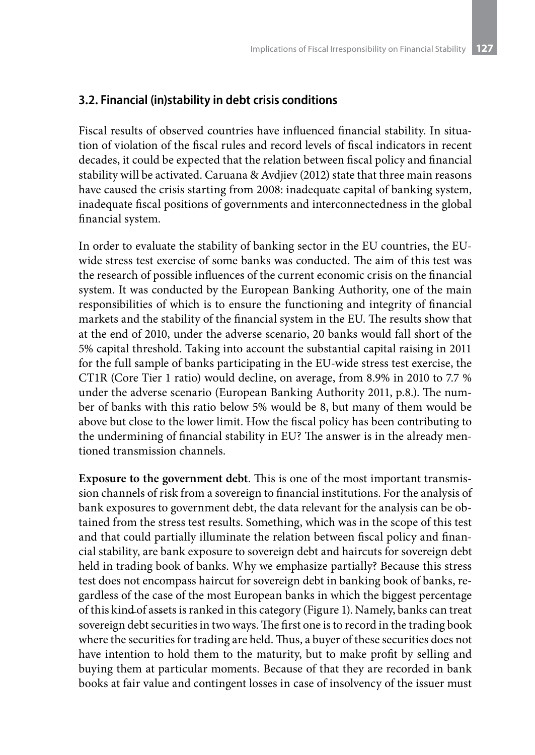### 3.2. Financial (in)stability in debt crisis conditions

Fiscal results of observed countries have influenced financial stability. In situation of violation of the fiscal rules and record levels of fiscal indicators in recent decades, it could be expected that the relation between fiscal policy and financial stability will be activated. Caruana & Avdjiev (2012) state that three main reasons have caused the crisis starting from 2008: inadequate capital of banking system, inadequate fiscal positions of governments and interconnectedness in the global financial system.

In order to evaluate the stability of banking sector in the EU countries, the EU-wide stress test exercise of some banks was conducted. The aim of this test was the research of possible influences of the current economic crisis on the financial system. It was conducted by the European Banking Authority, one of the main responsibilities of which is to ensure the functioning and integrity of financial markets and the stability of the financial system in the EU. The results show that at the end of 2010, under the adverse scenario, 20 banks would fall short of the 5% capital threshold. Taking into account the substantial capital raising in 2011 for the full sample of banks participating in the EU-wide stress test exercise, the CT1R (Core Tier 1 ratio) would decline, on average, from 8.9% in 2010 to 7.7 % under the adverse scenario (European Banking Authority 2011, p.8.). The number of banks with this ratio below 5% would be 8, but many of them would be above but close to the lower limit. How the fiscal policy has been contributing to the undermining of financial stability in EU? The answer is in the already mentioned transmission channels.

**Exposure to the government debt**. This is one of the most important transmission channels of risk from a sovereign to financial institutions. For the analysis of bank exposures to government debt, the data relevant for the analysis can be obtained from the stress test results. Something, which was in the scope of this test and that could partially illuminate the relation between fiscal policy and financial stability, are bank exposure to sovereign debt and haircuts for sovereign debt held in trading book of banks. Why we emphasize partially? Because this stress test does not encompass haircut for sovereign debt in banking book of banks, regardless of the case of the most European banks in which the biggest percentage of this kind of assets is ranked in this category (Figure 1). Namely, banks can treat sovereign debt securities in two ways. The first one is to record in the trading book where the securities for trading are held. Thus, a buyer of these securities does not have intention to hold them to the maturity, but to make profit by selling and buying them at particular moments. Because of that they are recorded in bank books at fair value and contingent losses in case of insolvency of the issuer must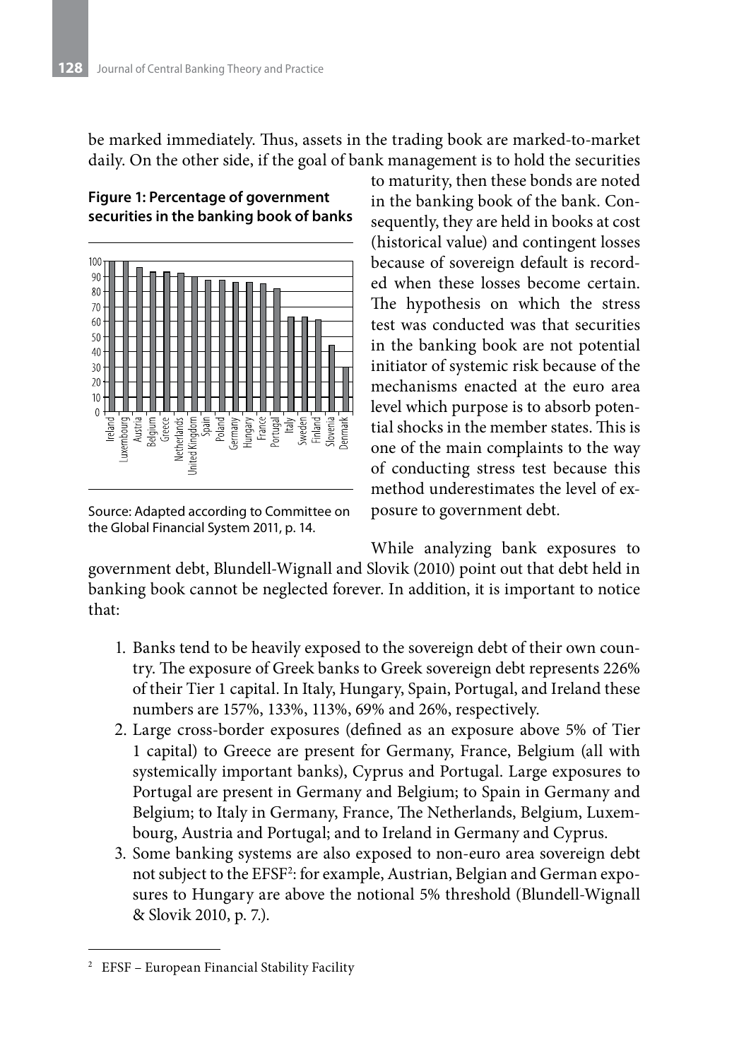be marked immediately. Thus, assets in the trading book are marked-to-market daily. On the other side, if the goal of bank management is to hold the securities to maturity, then these bonds are noted in the banking book of the bank. Consequently, they are held in books at cost (historical value) and contingent losses because of sovereign default is recorded when these losses become certain. The hypothesis on which the stress test was conducted was that securities in the banking book are not potential initiator of systemic risk because of the mechanisms enacted at the euro area level which purpose is to absorb potential shocks in the member states. This is one of the main complaints to the way of conducting stress test because this method underestimates the level of exposure to government debt.

**Figure 1: Percentage of government securities in the banking book of banks**

Source: Adapted according to Committee on the Global Financial System 2011, p. 14.

While analyzing bank exposures to government debt, Blundell-Wignall and Slovik (2010) point out that debt held in banking book cannot be neglected forever. In addition, it is important to notice that:

1. Banks tend to be heavily exposed to the sovereign debt of their own country. The exposure of Greek banks to Greek sovereign debt represents 226% of their Tier 1 capital. In Italy, Hungary, Spain, Portugal, and Ireland these numbers are 157%, 133%, 113%, 69% and 26%, respectively.
2. Large cross-border exposures (defined as an exposure above 5% of Tier 1 capital) to Greece are present for Germany, France, Belgium (all with systemically important banks), Cyprus and Portugal. Large exposures to Portugal are present in Germany and Belgium; to Spain in Germany and Belgium; to Italy in Germany, France, The Netherlands, Belgium, Luxembourg, Austria and Portugal; and to Ireland in Germany and Cyprus.
3. Some banking systems are also exposed to non-euro area sovereign debt not subject to the EFSF[2]: for example, Austrian, Belgian and German exposures to Hungary are above the notional 5% threshold (Blundell-Wignall & Slovik 2010, p. 7.).

[2] EFSF – European Financial Stability Facility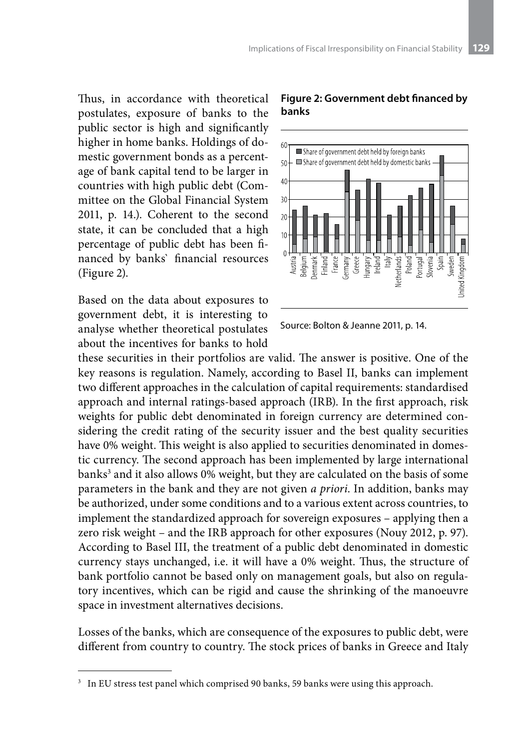Thus, in accordance with theoretical postulates, exposure of banks to the public sector is high and significantly higher in home banks. Holdings of domestic government bonds as a percentage of bank capital tend to be larger in countries with high public debt (Committee on the Global Financial System 2011, p. 14.). Coherent to the second state, it can be concluded that a high percentage of public debt has been financed by banks` financial resources (Figure 2).

**Figure 2: Government debt financed by banks**

Source: Bolton & Jeanne 2011, p. 14.

Based on the data about exposures to government debt, it is interesting to analyse whether theoretical postulates about the incentives for banks to hold these securities in their portfolios are valid. The answer is positive. One of the key reasons is regulation. Namely, according to Basel II, banks can implement two different approaches in the calculation of capital requirements: standardised approach and internal ratings-based approach (IRB). In the first approach, risk weights for public debt denominated in foreign currency are determined considering the credit rating of the security issuer and the best quality securities have 0% weight. This weight is also applied to securities denominated in domestic currency. The second approach has been implemented by large international banks[3] and it also allows 0% weight, but they are calculated on the basis of some parameters in the bank and they are not given *a priori*. In addition, banks may be authorized, under some conditions and to a various extent across countries, to implement the standardized approach for sovereign exposures – applying then a zero risk weight – and the IRB approach for other exposures (Nouy 2012, p. 97). According to Basel III, the treatment of a public debt denominated in domestic currency stays unchanged, i.e. it will have a 0% weight. Thus, the structure of bank portfolio cannot be based only on management goals, but also on regulatory incentives, which can be rigid and cause the shrinking of the manoeuvre space in investment alternatives decisions.

Losses of the banks, which are consequence of the exposures to public debt, were different from country to country. The stock prices of banks in Greece and Italy

[3] In EU stress test panel which comprised 90 banks, 59 banks were using this approach.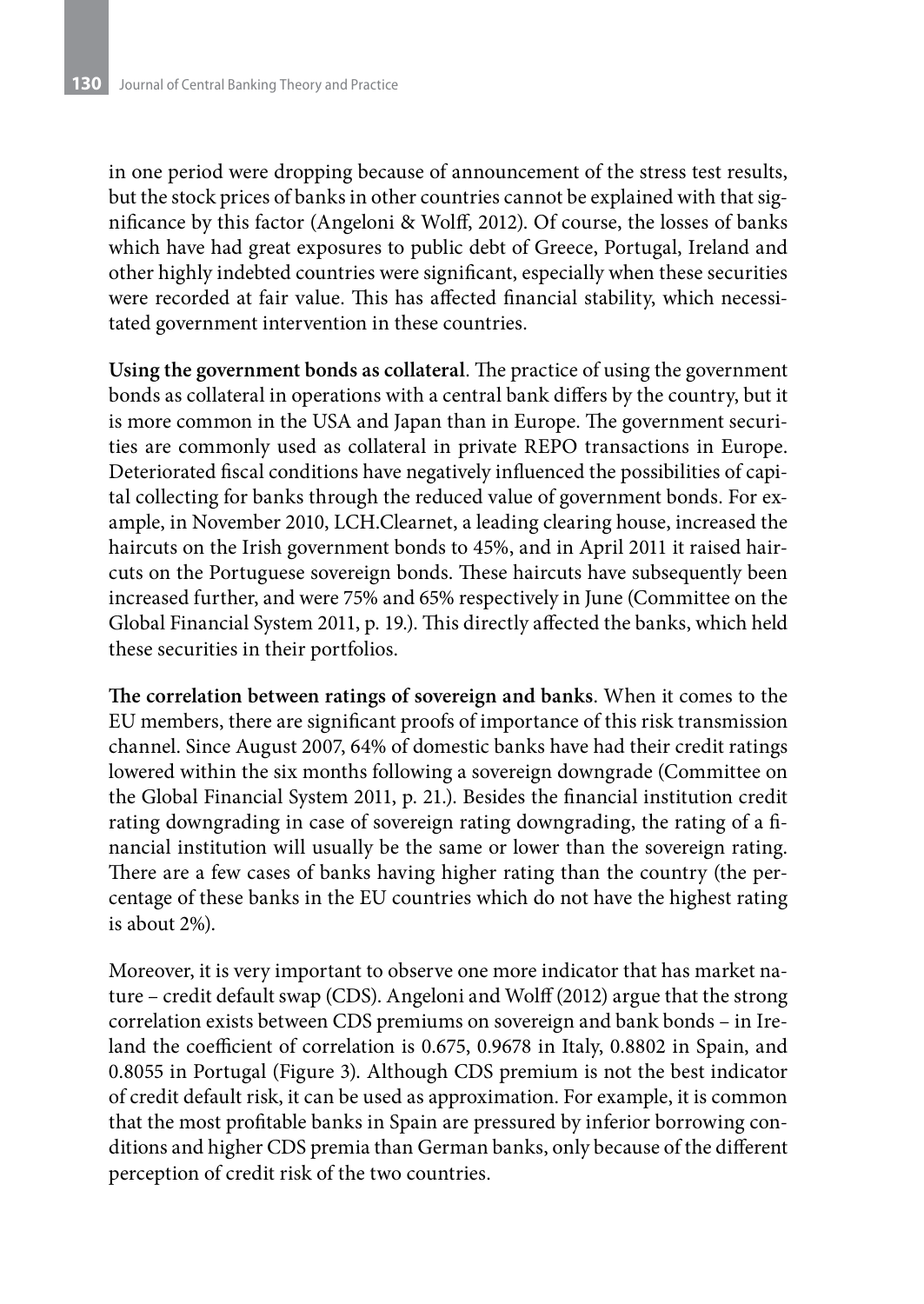in one period were dropping because of announcement of the stress test results, but the stock prices of banks in other countries cannot be explained with that significance by this factor (Angeloni & Wolff, 2012). Of course, the losses of banks which have had great exposures to public debt of Greece, Portugal, Ireland and other highly indebted countries were significant, especially when these securities were recorded at fair value. This has affected financial stability, which necessitated government intervention in these countries.

**Using the government bonds as collateral**. The practice of using the government bonds as collateral in operations with a central bank differs by the country, but it is more common in the USA and Japan than in Europe. The government securities are commonly used as collateral in private REPO transactions in Europe. Deteriorated fiscal conditions have negatively influenced the possibilities of capital collecting for banks through the reduced value of government bonds. For example, in November 2010, LCH.Clearnet, a leading clearing house, increased the haircuts on the Irish government bonds to 45%, and in April 2011 it raised haircuts on the Portuguese sovereign bonds. These haircuts have subsequently been increased further, and were 75% and 65% respectively in June (Committee on the Global Financial System 2011, p. 19.). This directly affected the banks, which held these securities in their portfolios.

**The correlation between ratings of sovereign and banks**. When it comes to the EU members, there are significant proofs of importance of this risk transmission channel. Since August 2007, 64% of domestic banks have had their credit ratings lowered within the six months following a sovereign downgrade (Committee on the Global Financial System 2011, p. 21.). Besides the financial institution credit rating downgrading in case of sovereign rating downgrading, the rating of a financial institution will usually be the same or lower than the sovereign rating. There are a few cases of banks having higher rating than the country (the percentage of these banks in the EU countries which do not have the highest rating is about 2%).

Moreover, it is very important to observe one more indicator that has market nature – credit default swap (CDS). Angeloni and Wolff (2012) argue that the strong correlation exists between CDS premiums on sovereign and bank bonds – in Ireland the coefficient of correlation is 0.675, 0.9678 in Italy, 0.8802 in Spain, and 0.8055 in Portugal (Figure 3). Although CDS premium is not the best indicator of credit default risk, it can be used as approximation. For example, it is common that the most profitable banks in Spain are pressured by inferior borrowing conditions and higher CDS premia than German banks, only because of the different perception of credit risk of the two countries.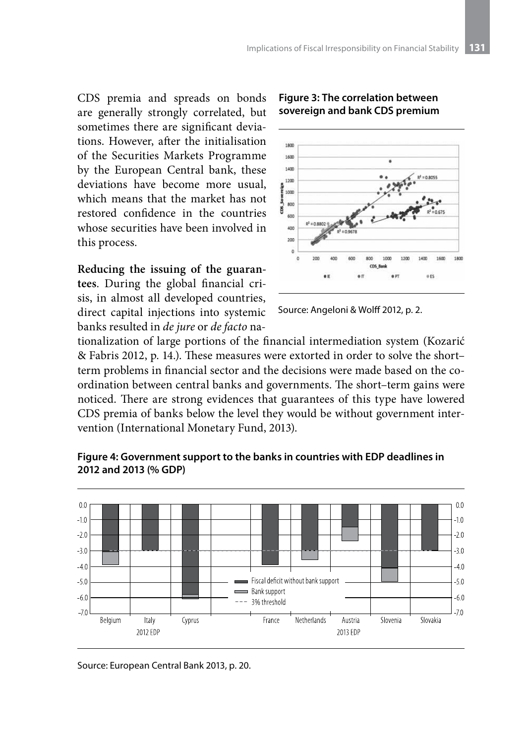CDS premia and spreads on bonds are generally strongly correlated, but sometimes there are significant deviations. However, after the initialisation of the Securities Markets Programme by the European Central bank, these deviations have become more usual, which means that the market has not restored confidence in the countries whose securities have been involved in this process.

**Figure 3: The correlation between sovereign and bank CDS premium**

Source: Angeloni & Wolff 2012, p. 2.

**Reducing the issuing of the guarantees**. During the global financial crisis, in almost all developed countries, direct capital injections into systemic banks resulted in *de jure* or *de facto* nationalization of large portions of the financial intermediation system (Kozarić & Fabris 2012, p. 14.). These measures were extorted in order to solve the short–term problems in financial sector and the decisions were made based on the coordination between central banks and governments. The short–term gains were noticed. There are strong evidences that guarantees of this type have lowered CDS premia of banks below the level they would be without government intervention (International Monetary Fund, 2013).

**Figure 4: Government support to the banks in countries with EDP deadlines in 2012 and 2013 (% GDP)**

Source: European Central Bank 2013, p. 20.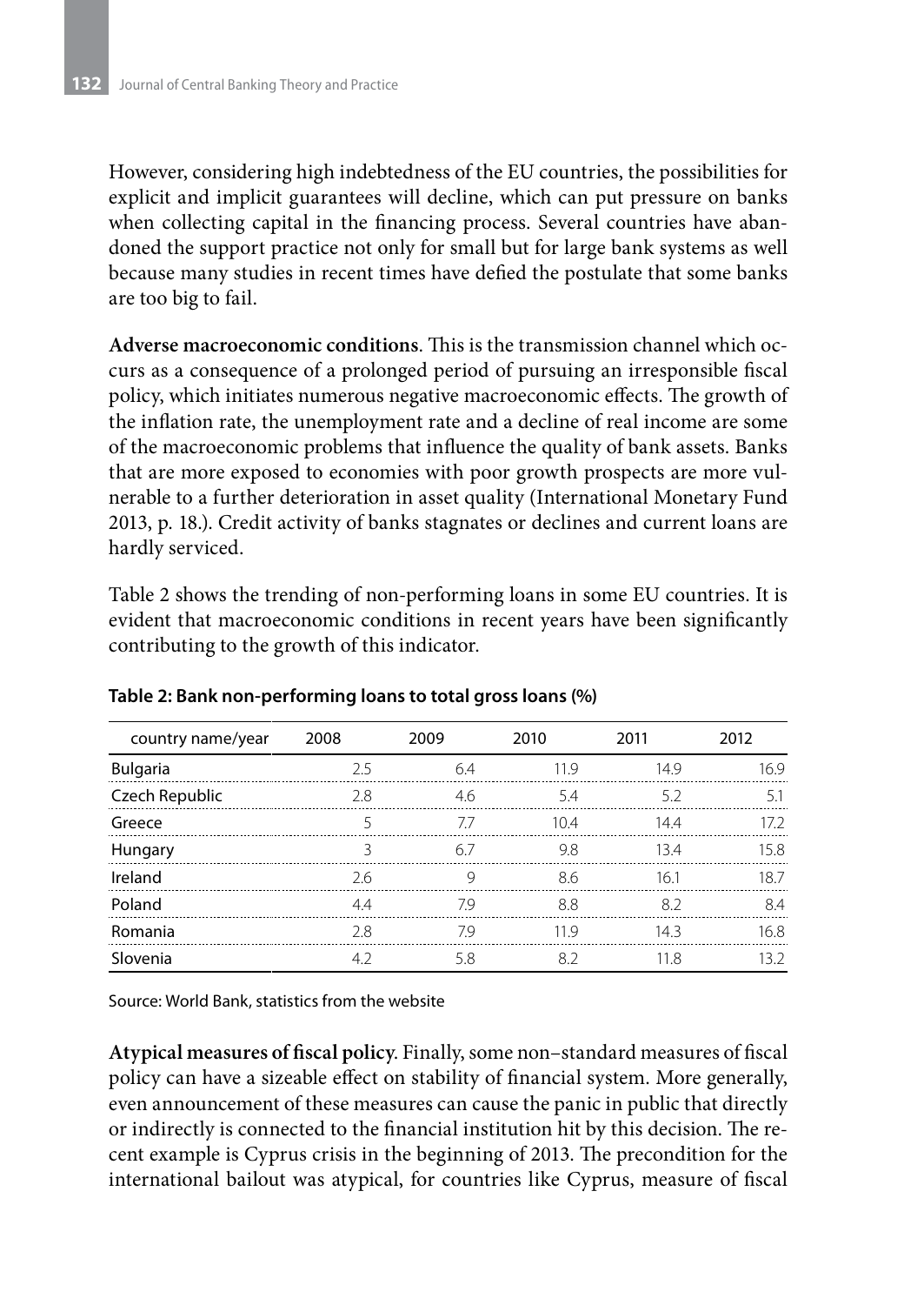However, considering high indebtedness of the EU countries, the possibilities for explicit and implicit guarantees will decline, which can put pressure on banks when collecting capital in the financing process. Several countries have abandoned the support practice not only for small but for large bank systems as well because many studies in recent times have defied the postulate that some banks are too big to fail.

**Adverse macroeconomic conditions**. This is the transmission channel which occurs as a consequence of a prolonged period of pursuing an irresponsible fiscal policy, which initiates numerous negative macroeconomic effects. The growth of the inflation rate, the unemployment rate and a decline of real income are some of the macroeconomic problems that influence the quality of bank assets. Banks that are more exposed to economies with poor growth prospects are more vulnerable to a further deterioration in asset quality (International Monetary Fund 2013, p. 18.). Credit activity of banks stagnates or declines and current loans are hardly serviced.

Table 2 shows the trending of non-performing loans in some EU countries. It is evident that macroeconomic conditions in recent years have been significantly contributing to the growth of this indicator.

**Table 2: Bank non-performing loans to total gross loans (%)**

| country name/year | 2008 | 2009 | 2010 | 2011 | 2012 |
|---|---|---|---|---|---|
| Bulgaria | 2.5 | 6.4 | 11.9 | 14.9 | 16.9 |
| Czech Republic | 2.8 | 4.6 | 5.4 | 5.2 | 5.1 |
| Greece | 5 | 7.7 | 10.4 | 14.4 | 17.2 |
| Hungary | 3 | 6.7 | 9.8 | 13.4 | 15.8 |
| Ireland | 2.6 | 9 | 8.6 | 16.1 | 18.7 |
| Poland | 4.4 | 7.9 | 8.8 | 8.2 | 8.4 |
| Romania | 2.8 | 7.9 | 11.9 | 14.3 | 16.8 |
| Slovenia | 4.2 | 5.8 | 8.2 | 11.8 | 13.2 |

Source: World Bank, statistics from the website

**Atypical measures of fiscal policy**. Finally, some non–standard measures of fiscal policy can have a sizeable effect on stability of financial system. More generally, even announcement of these measures can cause the panic in public that directly or indirectly is connected to the financial institution hit by this decision. The recent example is Cyprus crisis in the beginning of 2013. The precondition for the international bailout was atypical, for countries like Cyprus, measure of fiscal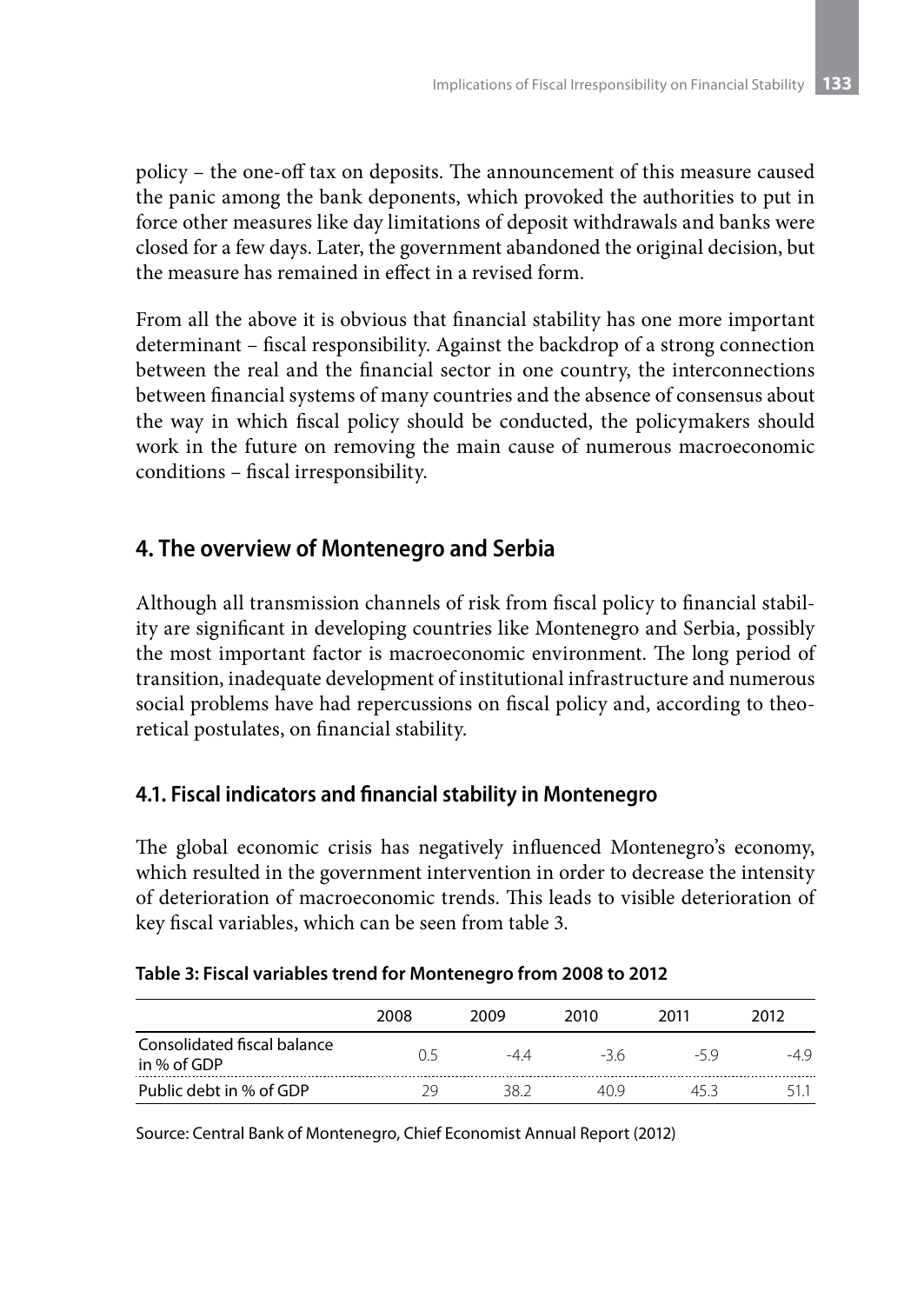policy – the one-off tax on deposits. The announcement of this measure caused the panic among the bank deponents, which provoked the authorities to put in force other measures like day limitations of deposit withdrawals and banks were closed for a few days. Later, the government abandoned the original decision, but the measure has remained in effect in a revised form.

From all the above it is obvious that financial stability has one more important determinant – fiscal responsibility. Against the backdrop of a strong connection between the real and the financial sector in one country, the interconnections between financial systems of many countries and the absence of consensus about the way in which fiscal policy should be conducted, the policymakers should work in the future on removing the main cause of numerous macroeconomic conditions – fiscal irresponsibility.

## 4. The overview of Montenegro and Serbia

Although all transmission channels of risk from fiscal policy to financial stability are significant in developing countries like Montenegro and Serbia, possibly the most important factor is macroeconomic environment. The long period of transition, inadequate development of institutional infrastructure and numerous social problems have had repercussions on fiscal policy and, according to theoretical postulates, on financial stability.

### 4.1. Fiscal indicators and financial stability in Montenegro

The global economic crisis has negatively influenced Montenegro's economy, which resulted in the government intervention in order to decrease the intensity of deterioration of macroeconomic trends. This leads to visible deterioration of key fiscal variables, which can be seen from table 3.

**Table 3: Fiscal variables trend for Montenegro from 2008 to 2012**

| | 2008 | 2009 | 2010 | 2011 | 2012 |
|---|---|---|---|---|---|
| Consolidated fiscal balance in % of GDP | 0.5 | -4.4 | -3.6 | -5.9 | -4.9 |
| Public debt in % of GDP | 29 | 38.2 | 40.9 | 45.3 | 51.1 |

Source: Central Bank of Montenegro, Chief Economist Annual Report (2012)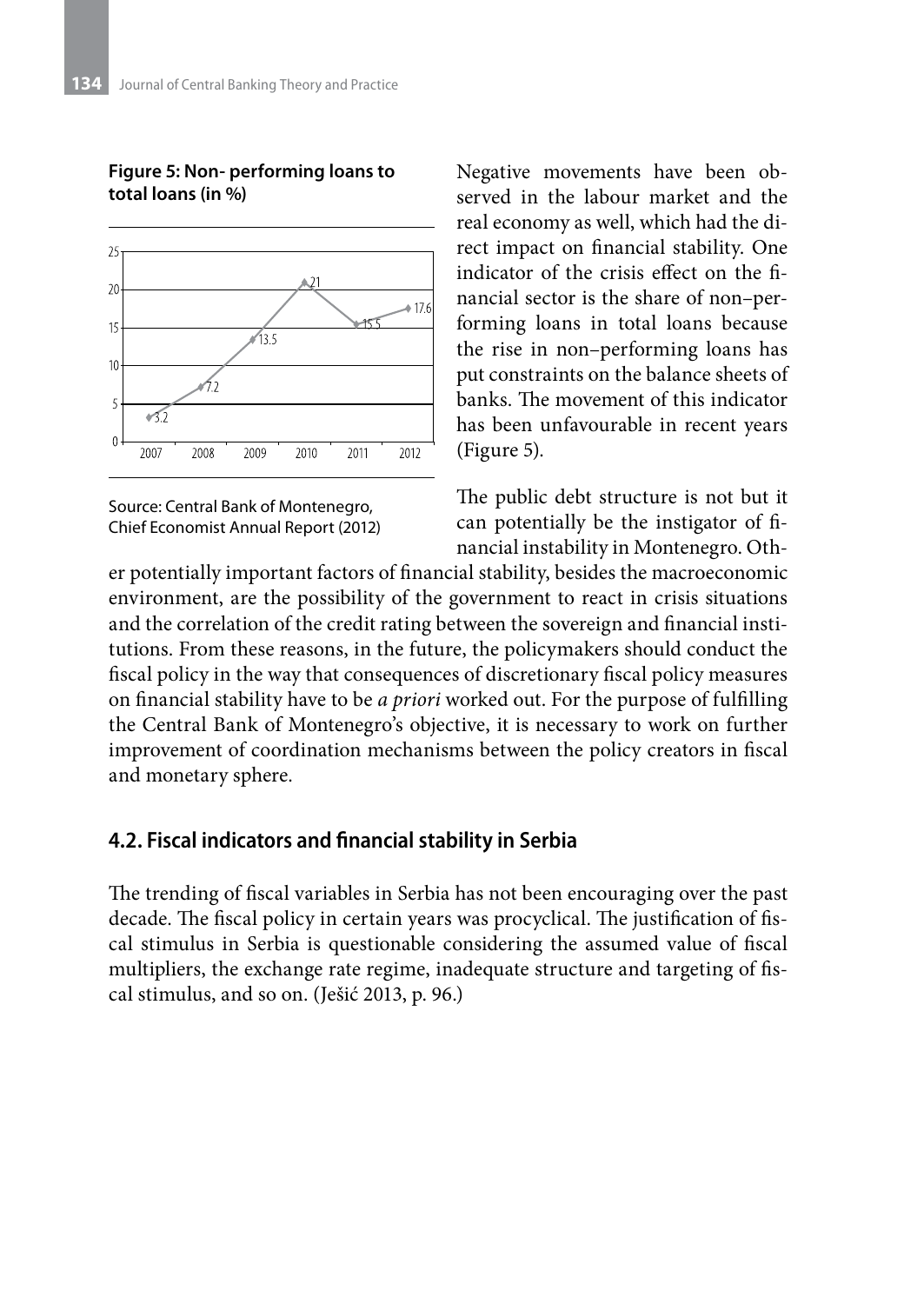**Figure 5: Non- performing loans to total loans (in %)**

| Year | NPL (%) |
|---|---|
| 2007 | 3.2 |
| 2008 | 7.2 |
| 2009 | 13.5 |
| 2010 | 21 |
| 2011 | 15.5 |
| 2012 | 17.6 |

Source: Central Bank of Montenegro, Chief Economist Annual Report (2012)

Negative movements have been observed in the labour market and the real economy as well, which had the direct impact on financial stability. One indicator of the crisis effect on the financial sector is the share of non–performing loans in total loans because the rise in non–performing loans has put constraints on the balance sheets of banks. The movement of this indicator has been unfavourable in recent years (Figure 5).

The public debt structure is not but it can potentially be the instigator of financial instability in Montenegro. Other potentially important factors of financial stability, besides the macroeconomic environment, are the possibility of the government to react in crisis situations and the correlation of the credit rating between the sovereign and financial institutions. From these reasons, in the future, the policymakers should conduct the fiscal policy in the way that consequences of discretionary fiscal policy measures on financial stability have to be *a priori* worked out. For the purpose of fulfilling the Central Bank of Montenegro's objective, it is necessary to work on further improvement of coordination mechanisms between the policy creators in fiscal and monetary sphere.

## 4.2. Fiscal indicators and financial stability in Serbia

The trending of fiscal variables in Serbia has not been encouraging over the past decade. The fiscal policy in certain years was procyclical. The justification of fiscal stimulus in Serbia is questionable considering the assumed value of fiscal multipliers, the exchange rate regime, inadequate structure and targeting of fiscal stimulus, and so on. (Ješić 2013, p. 96.)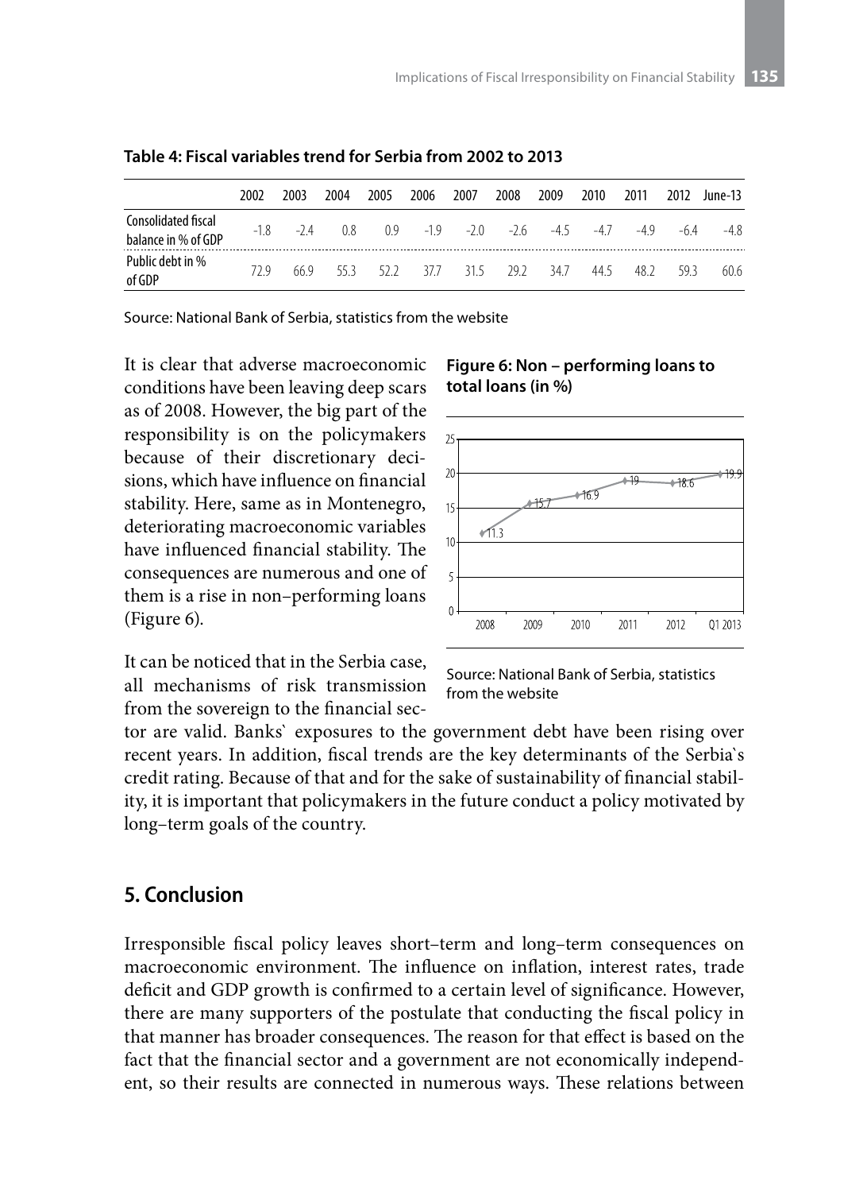**Table 4: Fiscal variables trend for Serbia from 2002 to 2013**

| | 2002 | 2003 | 2004 | 2005 | 2006 | 2007 | 2008 | 2009 | 2010 | 2011 | 2012 | June-13 |
|---|---|---|---|---|---|---|---|---|---|---|---|---|
| Consolidated fiscal balance in % of GDP | -1.8 | -2.4 | 0.8 | 0.9 | -1.9 | -2.0 | -2.6 | -4.5 | -4.7 | -4.9 | -6.4 | -4.8 |
| Public debt in % of GDP | 72.9 | 66.9 | 55.3 | 52.2 | 37.7 | 31.5 | 29.2 | 34.7 | 44.5 | 48.2 | 59.3 | 60.6 |

Source: National Bank of Serbia, statistics from the website

It is clear that adverse macroeconomic conditions have been leaving deep scars as of 2008. However, the big part of the responsibility is on the policymakers because of their discretionary decisions, which have influence on financial stability. Here, same as in Montenegro, deteriorating macroeconomic variables have influenced financial stability. The consequences are numerous and one of them is a rise in non–performing loans (Figure 6).

**Figure 6: Non – performing loans to total loans (in %)**

Source: National Bank of Serbia, statistics from the website

It can be noticed that in the Serbia case, all mechanisms of risk transmission from the sovereign to the financial sector are valid. Banks` exposures to the government debt have been rising over recent years. In addition, fiscal trends are the key determinants of the Serbia`s credit rating. Because of that and for the sake of sustainability of financial stability, it is important that policymakers in the future conduct a policy motivated by long–term goals of the country.

## 5. Conclusion

Irresponsible fiscal policy leaves short–term and long–term consequences on macroeconomic environment. The influence on inflation, interest rates, trade deficit and GDP growth is confirmed to a certain level of significance. However, there are many supporters of the postulate that conducting the fiscal policy in that manner has broader consequences. The reason for that effect is based on the fact that the financial sector and a government are not economically independent, so their results are connected in numerous ways. These relations between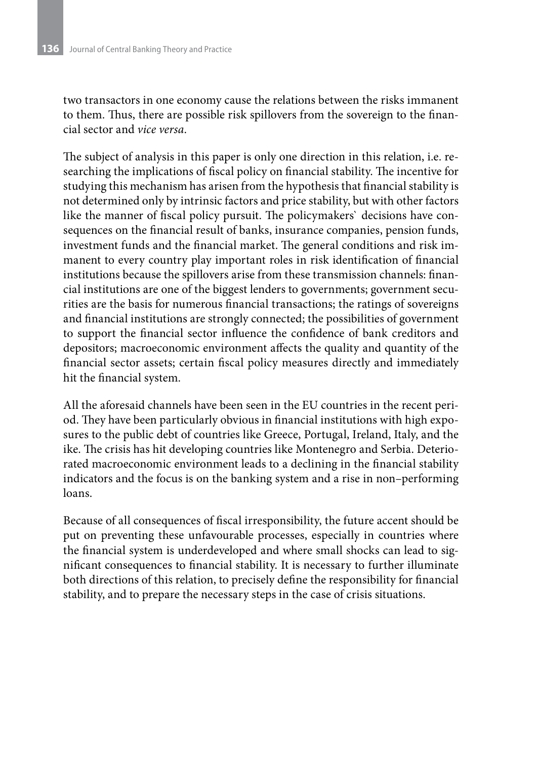two transactors in one economy cause the relations between the risks immanent to them. Thus, there are possible risk spillovers from the sovereign to the financial sector and *vice versa*.

The subject of analysis in this paper is only one direction in this relation, i.e. researching the implications of fiscal policy on financial stability. The incentive for studying this mechanism has arisen from the hypothesis that financial stability is not determined only by intrinsic factors and price stability, but with other factors like the manner of fiscal policy pursuit. The policymakers` decisions have consequences on the financial result of banks, insurance companies, pension funds, investment funds and the financial market. The general conditions and risk immanent to every country play important roles in risk identification of financial institutions because the spillovers arise from these transmission channels: financial institutions are one of the biggest lenders to governments; government securities are the basis for numerous financial transactions; the ratings of sovereigns and financial institutions are strongly connected; the possibilities of government to support the financial sector influence the confidence of bank creditors and depositors; macroeconomic environment affects the quality and quantity of the financial sector assets; certain fiscal policy measures directly and immediately hit the financial system.

All the aforesaid channels have been seen in the EU countries in the recent period. They have been particularly obvious in financial institutions with high exposures to the public debt of countries like Greece, Portugal, Ireland, Italy, and the ike. The crisis has hit developing countries like Montenegro and Serbia. Deteriorated macroeconomic environment leads to a declining in the financial stability indicators and the focus is on the banking system and a rise in non–performing loans.

Because of all consequences of fiscal irresponsibility, the future accent should be put on preventing these unfavourable processes, especially in countries where the financial system is underdeveloped and where small shocks can lead to significant consequences to financial stability. It is necessary to further illuminate both directions of this relation, to precisely define the responsibility for financial stability, and to prepare the necessary steps in the case of crisis situations.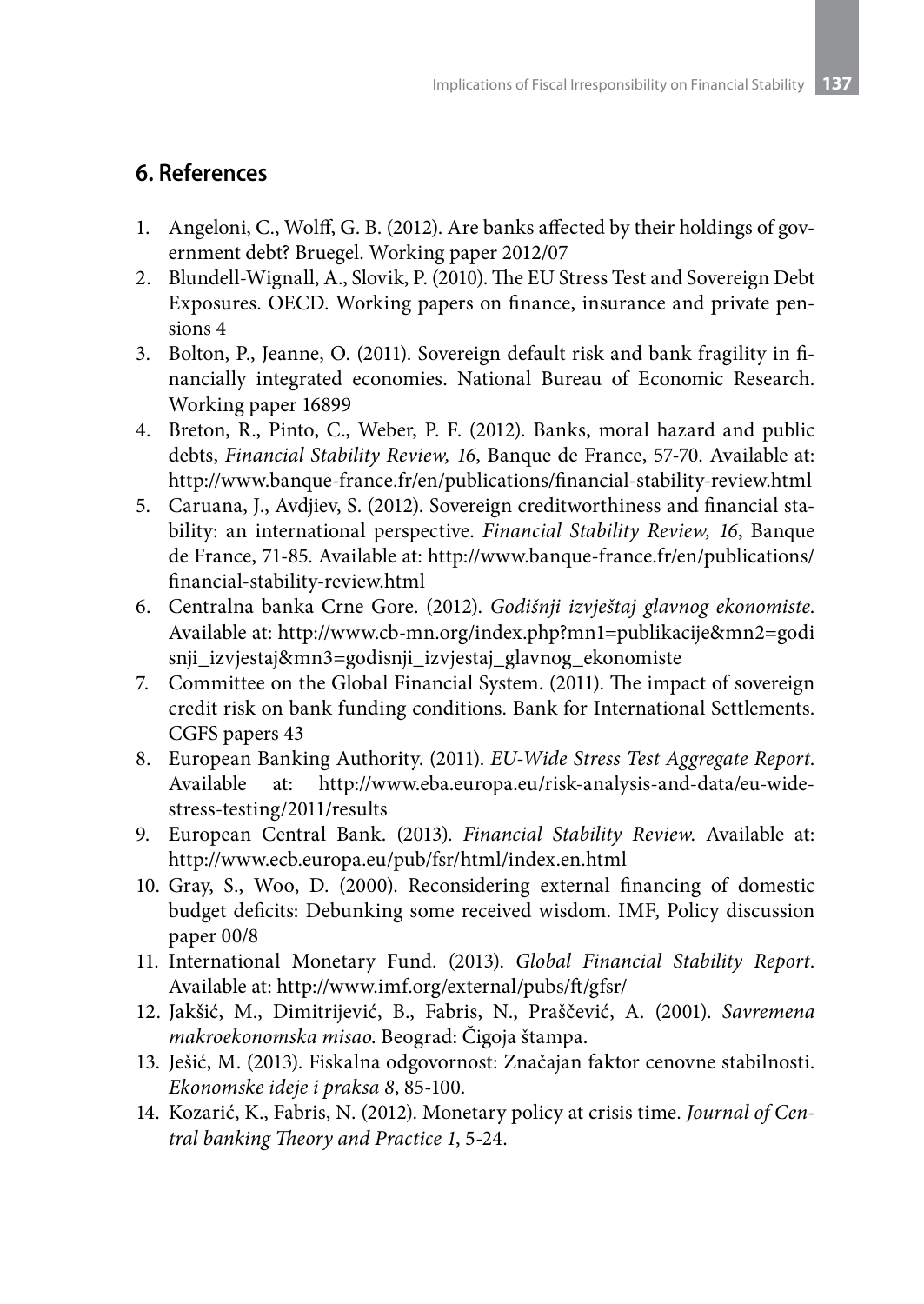## 6. References

1. Angeloni, C., Wolff, G. B. (2012). Are banks affected by their holdings of government debt? Bruegel. Working paper 2012/07
2. Blundell-Wignall, A., Slovik, P. (2010). The EU Stress Test and Sovereign Debt Exposures. OECD. Working papers on finance, insurance and private pensions 4
3. Bolton, P., Jeanne, O. (2011). Sovereign default risk and bank fragility in financially integrated economies. National Bureau of Economic Research. Working paper 16899
4. Breton, R., Pinto, C., Weber, P. F. (2012). Banks, moral hazard and public debts, *Financial Stability Review, 16*, Banque de France, 57-70. Available at: http://www.banque-france.fr/en/publications/financial-stability-review.html
5. Caruana, J., Avdjiev, S. (2012). Sovereign creditworthiness and financial stability: an international perspective. *Financial Stability Review, 16*, Banque de France, 71-85. Available at: http://www.banque-france.fr/en/publications/financial-stability-review.html
6. Centralna banka Crne Gore. (2012). *Godišnji izvještaj glavnog ekonomiste*. Available at: http://www.cb-mn.org/index.php?mn1=publikacije&mn2=godisnji_izvjestaj&mn3=godisnji_izvjestaj_glavnog_ekonomiste
7. Committee on the Global Financial System. (2011). The impact of sovereign credit risk on bank funding conditions. Bank for International Settlements. CGFS papers 43
8. European Banking Authority. (2011). *EU-Wide Stress Test Aggregate Report*. Available at: http://www.eba.europa.eu/risk-analysis-and-data/eu-wide-stress-testing/2011/results
9. European Central Bank. (2013). *Financial Stability Review*. Available at: http://www.ecb.europa.eu/pub/fsr/html/index.en.html
10. Gray, S., Woo, D. (2000). Reconsidering external financing of domestic budget deficits: Debunking some received wisdom. IMF, Policy discussion paper 00/8
11. International Monetary Fund. (2013). *Global Financial Stability Report*. Available at: http://www.imf.org/external/pubs/ft/gfsr/
12. Jakšić, M., Dimitrijević, B., Fabris, N., Praščević, A. (2001). *Savremena makroekonomska misao*. Beograd: Čigoja štampa.
13. Ješić, M. (2013). Fiskalna odgovornost: Značajan faktor cenovne stabilnosti. *Ekonomske ideje i praksa 8*, 85-100.
14. Kozarić, K., Fabris, N. (2012). Monetary policy at crisis time. *Journal of Central banking Theory and Practice 1*, 5-24.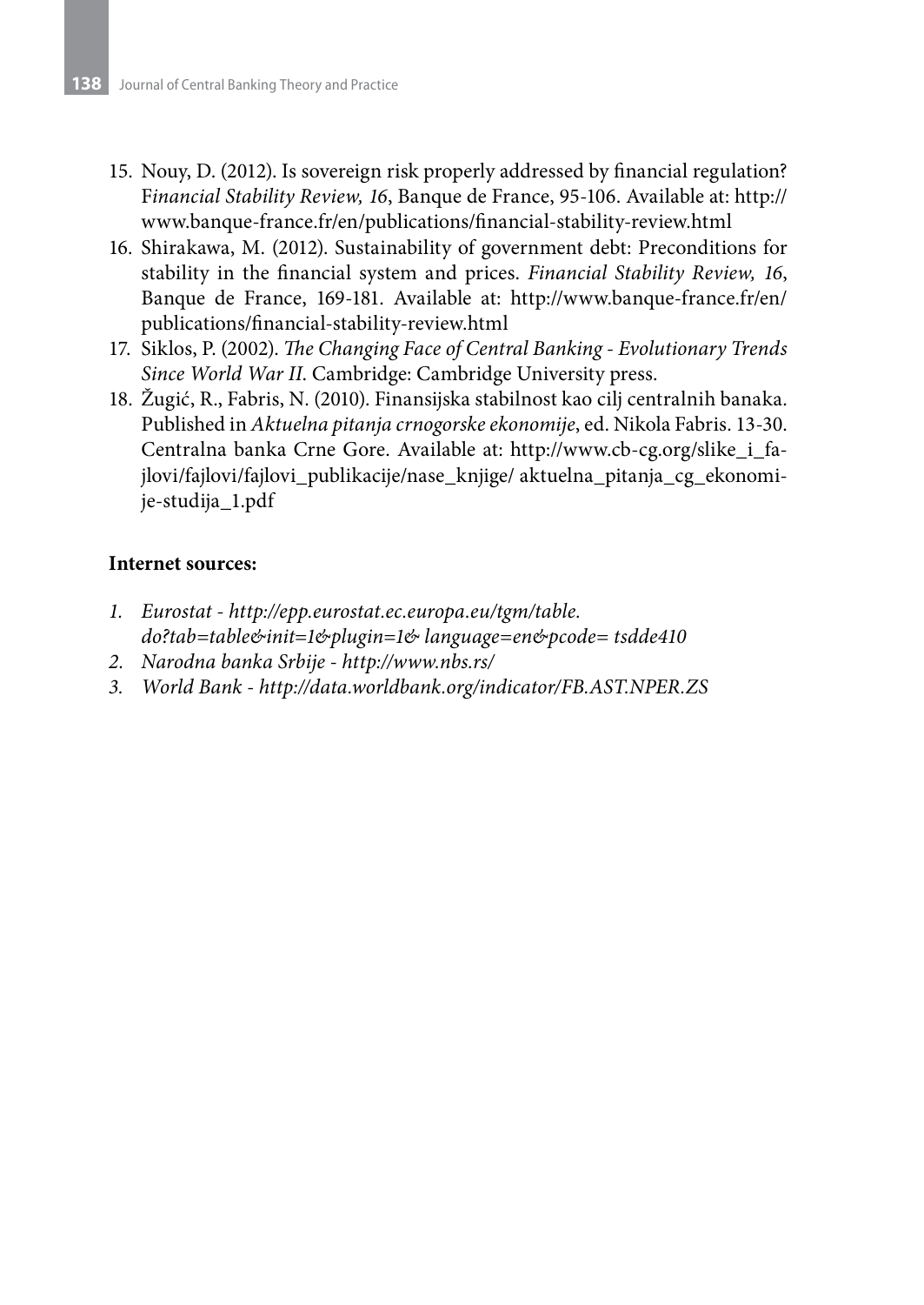15. Nouy, D. (2012). Is sovereign risk properly addressed by financial regulation? F*inancial Stability Review, 16*, Banque de France, 95-106. Available at: http://www.banque-france.fr/en/publications/financial-stability-review.html
16. Shirakawa, M. (2012). Sustainability of government debt: Preconditions for stability in the financial system and prices. *Financial Stability Review, 16*, Banque de France, 169-181. Available at: http://www.banque-france.fr/en/publications/financial-stability-review.html
17. Siklos, P. (2002). *The Changing Face of Central Banking - Evolutionary Trends Since World War II*. Cambridge: Cambridge University press.
18. Žugić, R., Fabris, N. (2010). Finansijska stabilnost kao cilj centralnih banaka. Published in *Aktuelna pitanja crnogorske ekonomije*, ed. Nikola Fabris. 13-30. Centralna banka Crne Gore. Available at: http://www.cb-cg.org/slike_i_fajlovi/fajlovi/fajlovi_publikacije/nase_knjige/ aktuelna_pitanja_cg_ekonomije-studija_1.pdf

**Internet sources:**

1. *Eurostat - http://epp.eurostat.ec.europa.eu/tgm/table.do?tab=table&init=1&plugin=1& language=en&pcode= tsdde410*
2. *Narodna banka Srbije - http://www.nbs.rs/*
3. *World Bank - http://data.worldbank.org/indicator/FB.AST.NPER.ZS*